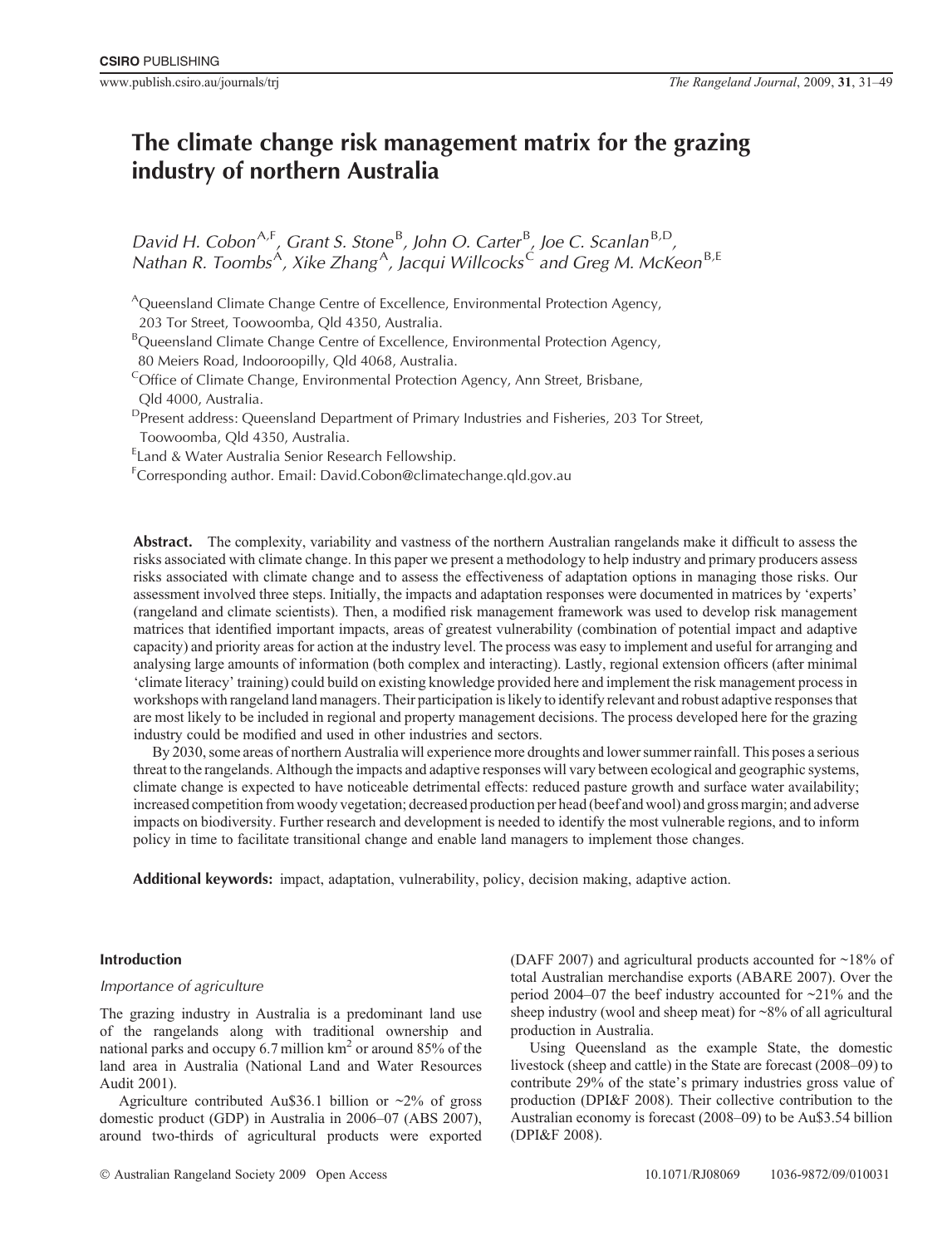# The climate change risk management matrix for the grazing industry of northern Australia

*David H. Cobon*[A,F], *Grant S. Stone*[B], *John O. Carter*[B], *Joe C. Scanlan*[B,D], *Nathan R. Toombs*[A], *Xike Zhang*[A], *Jacqui Willcocks*[C] *and Greg M. McKeon*[B,E]

[A]Queensland Climate Change Centre of Excellence, Environmental Protection Agency, 203 Tor Street, Toowoomba, Qld 4350, Australia.

[B]Queensland Climate Change Centre of Excellence, Environmental Protection Agency, 80 Meiers Road, Indooroopilly, Qld 4068, Australia.

[C]Office of Climate Change, Environmental Protection Agency, Ann Street, Brisbane, Qld 4000, Australia.

[D]Present address: Queensland Department of Primary Industries and Fisheries, 203 Tor Street, Toowoomba, Qld 4350, Australia.

[E]Land & Water Australia Senior Research Fellowship.

[F]Corresponding author. Email: David.Cobon@climatechange.qld.gov.au

**Abstract.** The complexity, variability and vastness of the northern Australian rangelands make it difficult to assess the risks associated with climate change. In this paper we present a methodology to help industry and primary producers assess risks associated with climate change and to assess the effectiveness of adaptation options in managing those risks. Our assessment involved three steps. Initially, the impacts and adaptation responses were documented in matrices by 'experts' (rangeland and climate scientists). Then, a modified risk management framework was used to develop risk management matrices that identified important impacts, areas of greatest vulnerability (combination of potential impact and adaptive capacity) and priority areas for action at the industry level. The process was easy to implement and useful for arranging and analysing large amounts of information (both complex and interacting). Lastly, regional extension officers (after minimal 'climate literacy' training) could build on existing knowledge provided here and implement the risk management process in workshops with rangeland land managers. Their participation is likely to identify relevant and robust adaptive responses that are most likely to be included in regional and property management decisions. The process developed here for the grazing industry could be modified and used in other industries and sectors.

By 2030, some areas of northern Australia will experience more droughts and lower summer rainfall. This poses a serious threat to the rangelands. Although the impacts and adaptive responses will vary between ecological and geographic systems, climate change is expected to have noticeable detrimental effects: reduced pasture growth and surface water availability; increased competition from woody vegetation; decreased production per head (beef and wool) and gross margin; and adverse impacts on biodiversity. Further research and development is needed to identify the most vulnerable regions, and to inform policy in time to facilitate transitional change and enable land managers to implement those changes.

**Additional keywords:** impact, adaptation, vulnerability, policy, decision making, adaptive action.

## Introduction

### *Importance of agriculture*

The grazing industry in Australia is a predominant land use of the rangelands along with traditional ownership and national parks and occupy 6.7 million km$^2$ or around 85% of the land area in Australia (National Land and Water Resources Audit 2001).

Agriculture contributed Au$36.1 billion or ~2% of gross domestic product (GDP) in Australia in 2006–07 (ABS 2007), around two-thirds of agricultural products were exported (DAFF 2007) and agricultural products accounted for ~18% of total Australian merchandise exports (ABARE 2007). Over the period 2004–07 the beef industry accounted for ~21% and the sheep industry (wool and sheep meat) for ~8% of all agricultural production in Australia.

Using Queensland as the example State, the domestic livestock (sheep and cattle) in the State are forecast (2008–09) to contribute 29% of the state's primary industries gross value of production (DPI&F 2008). Their collective contribution to the Australian economy is forecast (2008–09) to be Au$3.54 billion (DPI&F 2008).

© Australian Rangeland Society 2009 Open Access 10.1071/RJ08069 1036-9872/09/010031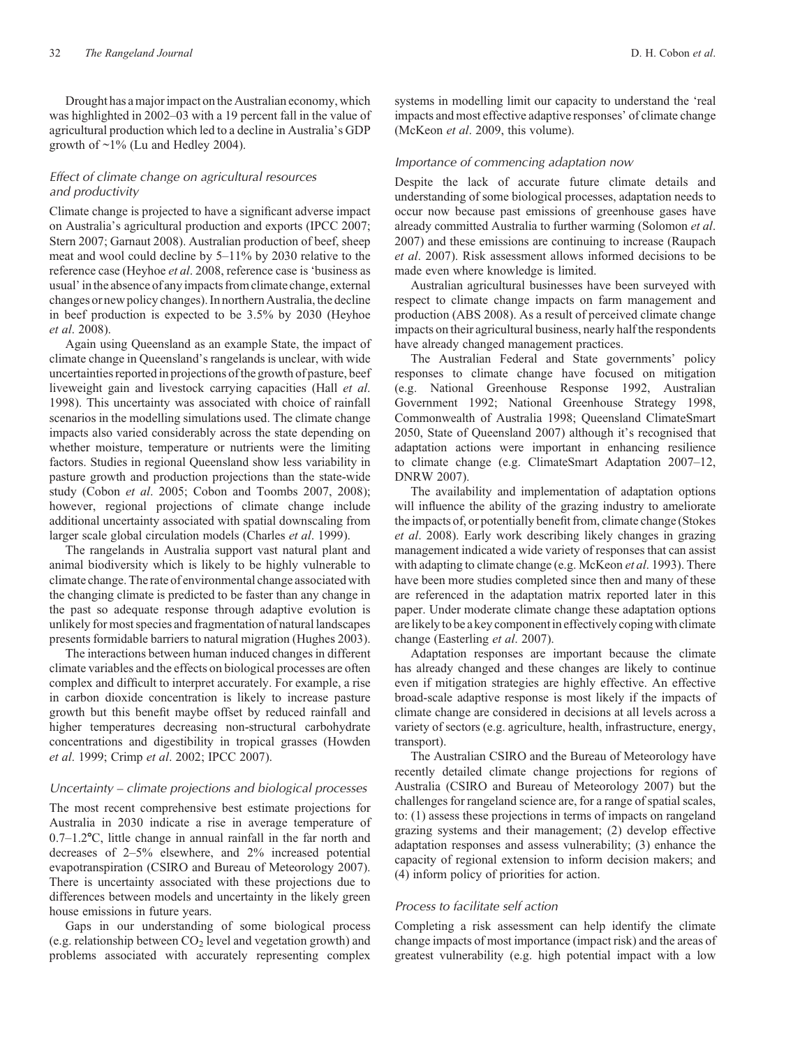Drought has a major impact on the Australian economy, which was highlighted in 2002–03 with a 19 percent fall in the value of agricultural production which led to a decline in Australia's GDP growth of ~1% (Lu and Hedley 2004).

### *Effect of climate change on agricultural resources and productivity*

Climate change is projected to have a significant adverse impact on Australia's agricultural production and exports (IPCC 2007; Stern 2007; Garnaut 2008). Australian production of beef, sheep meat and wool could decline by 5–11% by 2030 relative to the reference case (Heyhoe *et al*. 2008, reference case is 'business as usual' in the absence of any impacts from climate change, external changes or new policy changes). In northern Australia, the decline in beef production is expected to be 3.5% by 2030 (Heyhoe *et al*. 2008).

Again using Queensland as an example State, the impact of climate change in Queensland's rangelands is unclear, with wide uncertainties reported in projections of the growth of pasture, beef liveweight gain and livestock carrying capacities (Hall *et al*. 1998). This uncertainty was associated with choice of rainfall scenarios in the modelling simulations used. The climate change impacts also varied considerably across the state depending on whether moisture, temperature or nutrients were the limiting factors. Studies in regional Queensland show less variability in pasture growth and production projections than the state-wide study (Cobon *et al*. 2005; Cobon and Toombs 2007, 2008); however, regional projections of climate change include additional uncertainty associated with spatial downscaling from larger scale global circulation models (Charles *et al*. 1999).

The rangelands in Australia support vast natural plant and animal biodiversity which is likely to be highly vulnerable to climate change. The rate of environmental change associated with the changing climate is predicted to be faster than any change in the past so adequate response through adaptive evolution is unlikely for most species and fragmentation of natural landscapes presents formidable barriers to natural migration (Hughes 2003).

The interactions between human induced changes in different climate variables and the effects on biological processes are often complex and difficult to interpret accurately. For example, a rise in carbon dioxide concentration is likely to increase pasture growth but this benefit maybe offset by reduced rainfall and higher temperatures decreasing non-structural carbohydrate concentrations and digestibility in tropical grasses (Howden *et al*. 1999; Crimp *et al*. 2002; IPCC 2007).

### *Uncertainty – climate projections and biological processes*

The most recent comprehensive best estimate projections for Australia in 2030 indicate a rise in average temperature of 0.7–1.2°C, little change in annual rainfall in the far north and decreases of 2–5% elsewhere, and 2% increased potential evapotranspiration (CSIRO and Bureau of Meteorology 2007). There is uncertainty associated with these projections due to differences between models and uncertainty in the likely green house emissions in future years.

Gaps in our understanding of some biological process (e.g. relationship between $CO_2$ level and vegetation growth) and problems associated with accurately representing complex systems in modelling limit our capacity to understand the 'real impacts and most effective adaptive responses' of climate change (McKeon *et al*. 2009, this volume).

### *Importance of commencing adaptation now*

Despite the lack of accurate future climate details and understanding of some biological processes, adaptation needs to occur now because past emissions of greenhouse gases have already committed Australia to further warming (Solomon *et al*. 2007) and these emissions are continuing to increase (Raupach *et al*. 2007). Risk assessment allows informed decisions to be made even where knowledge is limited.

Australian agricultural businesses have been surveyed with respect to climate change impacts on farm management and production (ABS 2008). As a result of perceived climate change impacts on their agricultural business, nearly half the respondents have already changed management practices.

The Australian Federal and State governments' policy responses to climate change have focused on mitigation (e.g. National Greenhouse Response 1992, Australian Government 1992; National Greenhouse Strategy 1998, Commonwealth of Australia 1998; Queensland ClimateSmart 2050, State of Queensland 2007) although it's recognised that adaptation actions were important in enhancing resilience to climate change (e.g. ClimateSmart Adaptation 2007–12, DNRW 2007).

The availability and implementation of adaptation options will influence the ability of the grazing industry to ameliorate the impacts of, or potentially benefit from, climate change (Stokes *et al*. 2008). Early work describing likely changes in grazing management indicated a wide variety of responses that can assist with adapting to climate change (e.g. McKeon *et al*. 1993). There have been more studies completed since then and many of these are referenced in the adaptation matrix reported later in this paper. Under moderate climate change these adaptation options are likely to be a key component in effectively coping with climate change (Easterling *et al*. 2007).

Adaptation responses are important because the climate has already changed and these changes are likely to continue even if mitigation strategies are highly effective. An effective broad-scale adaptive response is most likely if the impacts of climate change are considered in decisions at all levels across a variety of sectors (e.g. agriculture, health, infrastructure, energy, transport).

The Australian CSIRO and the Bureau of Meteorology have recently detailed climate change projections for regions of Australia (CSIRO and Bureau of Meteorology 2007) but the challenges for rangeland science are, for a range of spatial scales, to: (1) assess these projections in terms of impacts on rangeland grazing systems and their management; (2) develop effective adaptation responses and assess vulnerability; (3) enhance the capacity of regional extension to inform decision makers; and (4) inform policy of priorities for action.

### *Process to facilitate self action*

Completing a risk assessment can help identify the climate change impacts of most importance (impact risk) and the areas of greatest vulnerability (e.g. high potential impact with a low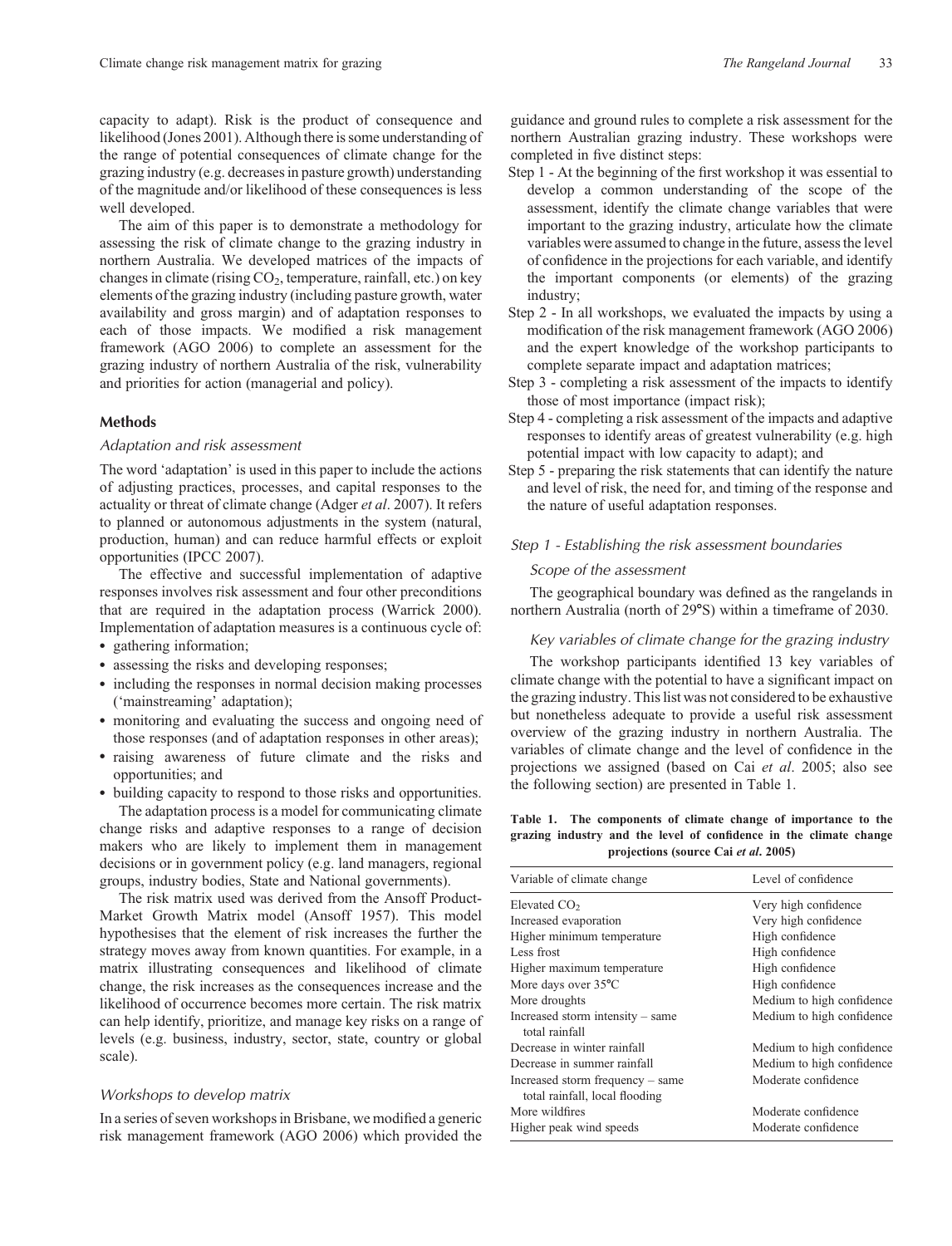capacity to adapt). Risk is the product of consequence and likelihood (Jones 2001). Although there is some understanding of the range of potential consequences of climate change for the grazing industry (e.g. decreases in pasture growth) understanding of the magnitude and/or likelihood of these consequences is less well developed.

The aim of this paper is to demonstrate a methodology for assessing the risk of climate change to the grazing industry in northern Australia. We developed matrices of the impacts of changes in climate (rising $CO_2$, temperature, rainfall, etc.) on key elements of the grazing industry (including pasture growth, water availability and gross margin) and of adaptation responses to each of those impacts. We modified a risk management framework (AGO 2006) to complete an assessment for the grazing industry of northern Australia of the risk, vulnerability and priorities for action (managerial and policy).

## Methods

### *Adaptation and risk assessment*

The word 'adaptation' is used in this paper to include the actions of adjusting practices, processes, and capital responses to the actuality or threat of climate change (Adger *et al*. 2007). It refers to planned or autonomous adjustments in the system (natural, production, human) and can reduce harmful effects or exploit opportunities (IPCC 2007).

The effective and successful implementation of adaptive responses involves risk assessment and four other preconditions that are required in the adaptation process (Warrick 2000). Implementation of adaptation measures is a continuous cycle of:

- gathering information;
- assessing the risks and developing responses;
- including the responses in normal decision making processes ('mainstreaming' adaptation);
- monitoring and evaluating the success and ongoing need of those responses (and of adaptation responses in other areas);
- raising awareness of future climate and the risks and opportunities; and
- building capacity to respond to those risks and opportunities.

The adaptation process is a model for communicating climate change risks and adaptive responses to a range of decision makers who are likely to implement them in management decisions or in government policy (e.g. land managers, regional groups, industry bodies, State and National governments).

The risk matrix used was derived from the Ansoff Product-Market Growth Matrix model (Ansoff 1957). This model hypothesises that the element of risk increases the further the strategy moves away from known quantities. For example, in a matrix illustrating consequences and likelihood of climate change, the risk increases as the consequences increase and the likelihood of occurrence becomes more certain. The risk matrix can help identify, prioritize, and manage key risks on a range of levels (e.g. business, industry, sector, state, country or global scale).

### *Workshops to develop matrix*

In a series of seven workshops in Brisbane, we modified a generic risk management framework (AGO 2006) which provided the guidance and ground rules to complete a risk assessment for the northern Australian grazing industry. These workshops were completed in five distinct steps:

Step 1 - At the beginning of the first workshop it was essential to develop a common understanding of the scope of the assessment, identify the climate change variables that were important to the grazing industry, articulate how the climate variables were assumed to change in the future, assess the level of confidence in the projections for each variable, and identify the important components (or elements) of the grazing industry;

Step 2 - In all workshops, we evaluated the impacts by using a modification of the risk management framework (AGO 2006) and the expert knowledge of the workshop participants to complete separate impact and adaptation matrices;

Step 3 - completing a risk assessment of the impacts to identify those of most importance (impact risk);

Step 4 - completing a risk assessment of the impacts and adaptive responses to identify areas of greatest vulnerability (e.g. high potential impact with low capacity to adapt); and

Step 5 - preparing the risk statements that can identify the nature and level of risk, the need for, and timing of the response and the nature of useful adaptation responses.

### *Step 1 - Establishing the risk assessment boundaries*

#### *Scope of the assessment*

The geographical boundary was defined as the rangelands in northern Australia (north of 29°S) within a timeframe of 2030.

#### *Key variables of climate change for the grazing industry*

The workshop participants identified 13 key variables of climate change with the potential to have a significant impact on the grazing industry. This list was not considered to be exhaustive but nonetheless adequate to provide a useful risk assessment overview of the grazing industry in northern Australia. The variables of climate change and the level of confidence in the projections we assigned (based on Cai *et al*. 2005; also see the following section) are presented in Table 1.

**Table 1. The components of climate change of importance to the grazing industry and the level of confidence in the climate change projections (source Cai *et al*. 2005)**

| Variable of climate change | Level of confidence |
|---|---|
| Elevated $CO_2$ | Very high confidence |
| Increased evaporation | Very high confidence |
| Higher minimum temperature | High confidence |
| Less frost | High confidence |
| Higher maximum temperature | High confidence |
| More days over 35°C | High confidence |
| More droughts | Medium to high confidence |
| Increased storm intensity – same total rainfall | Medium to high confidence |
| Decrease in winter rainfall | Medium to high confidence |
| Decrease in summer rainfall | Medium to high confidence |
| Increased storm frequency – same total rainfall, local flooding | Moderate confidence |
| More wildfires | Moderate confidence |
| Higher peak wind speeds | Moderate confidence |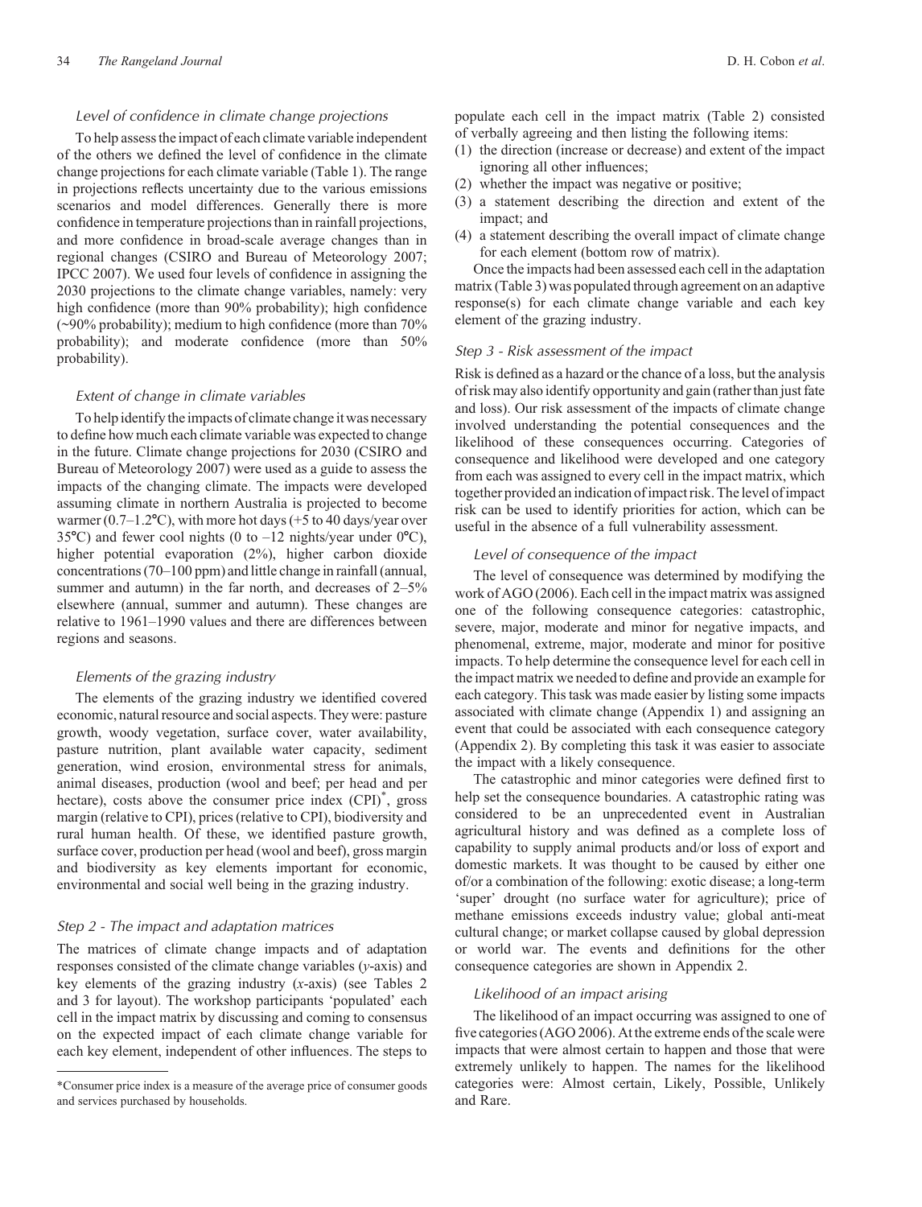### Level of confidence in climate change projections

To help assess the impact of each climate variable independent of the others we defined the level of confidence in the climate change projections for each climate variable (Table 1). The range in projections reflects uncertainty due to the various emissions scenarios and model differences. Generally there is more confidence in temperature projections than in rainfall projections, and more confidence in broad-scale average changes than in regional changes (CSIRO and Bureau of Meteorology 2007; IPCC 2007). We used four levels of confidence in assigning the 2030 projections to the climate change variables, namely: very high confidence (more than 90% probability); high confidence (~90% probability); medium to high confidence (more than 70% probability); and moderate confidence (more than 50% probability).

### Extent of change in climate variables

To help identify the impacts of climate change it was necessary to define how much each climate variable was expected to change in the future. Climate change projections for 2030 (CSIRO and Bureau of Meteorology 2007) were used as a guide to assess the impacts of the changing climate. The impacts were developed assuming climate in northern Australia is projected to become warmer (0.7–1.2°C), with more hot days (+5 to 40 days/year over 35°C) and fewer cool nights (0 to –12 nights/year under 0°C), higher potential evaporation (2%), higher carbon dioxide concentrations (70–100 ppm) and little change in rainfall (annual, summer and autumn) in the far north, and decreases of 2–5% elsewhere (annual, summer and autumn). These changes are relative to 1961–1990 values and there are differences between regions and seasons.

### Elements of the grazing industry

The elements of the grazing industry we identified covered economic, natural resource and social aspects. They were: pasture growth, woody vegetation, surface cover, water availability, pasture nutrition, plant available water capacity, sediment generation, wind erosion, environmental stress for animals, animal diseases, production (wool and beef; per head and per hectare), costs above the consumer price index (CPI)*, gross margin (relative to CPI), prices (relative to CPI), biodiversity and rural human health. Of these, we identified pasture growth, surface cover, production per head (wool and beef), gross margin and biodiversity as key elements important for economic, environmental and social well being in the grazing industry.

## Step 2 - The impact and adaptation matrices

The matrices of climate change impacts and of adaptation responses consisted of the climate change variables (*y*-axis) and key elements of the grazing industry (*x*-axis) (see Tables 2 and 3 for layout). The workshop participants 'populated' each cell in the impact matrix by discussing and coming to consensus on the expected impact of each climate change variable for each key element, independent of other influences. The steps to populate each cell in the impact matrix (Table 2) consisted of verbally agreeing and then listing the following items:

(1) the direction (increase or decrease) and extent of the impact ignoring all other influences;
(2) whether the impact was negative or positive;
(3) a statement describing the direction and extent of the impact; and
(4) a statement describing the overall impact of climate change for each element (bottom row of matrix).

Once the impacts had been assessed each cell in the adaptation matrix (Table 3) was populated through agreement on an adaptive response(s) for each climate change variable and each key element of the grazing industry.

## Step 3 - Risk assessment of the impact

Risk is defined as a hazard or the chance of a loss, but the analysis of risk may also identify opportunity and gain (rather than just fate and loss). Our risk assessment of the impacts of climate change involved understanding the potential consequences and the likelihood of these consequences occurring. Categories of consequence and likelihood were developed and one category from each was assigned to every cell in the impact matrix, which together provided an indication of impact risk. The level of impact risk can be used to identify priorities for action, which can be useful in the absence of a full vulnerability assessment.

### Level of consequence of the impact

The level of consequence was determined by modifying the work of AGO (2006). Each cell in the impact matrix was assigned one of the following consequence categories: catastrophic, severe, major, moderate and minor for negative impacts, and phenomenal, extreme, major, moderate and minor for positive impacts. To help determine the consequence level for each cell in the impact matrix we needed to define and provide an example for each category. This task was made easier by listing some impacts associated with climate change (Appendix 1) and assigning an event that could be associated with each consequence category (Appendix 2). By completing this task it was easier to associate the impact with a likely consequence.

The catastrophic and minor categories were defined first to help set the consequence boundaries. A catastrophic rating was considered to be an unprecedented event in Australian agricultural history and was defined as a complete loss of capability to supply animal products and/or loss of export and domestic markets. It was thought to be caused by either one of/or a combination of the following: exotic disease; a long-term 'super' drought (no surface water for agriculture); price of methane emissions exceeds industry value; global anti-meat cultural change; or market collapse caused by global depression or world war. The events and definitions for the other consequence categories are shown in Appendix 2.

### Likelihood of an impact arising

The likelihood of an impact occurring was assigned to one of five categories (AGO 2006). At the extreme ends of the scale were impacts that were almost certain to happen and those that were extremely unlikely to happen. The names for the likelihood categories were: Almost certain, Likely, Possible, Unlikely and Rare.

*Consumer price index is a measure of the average price of consumer goods and services purchased by households.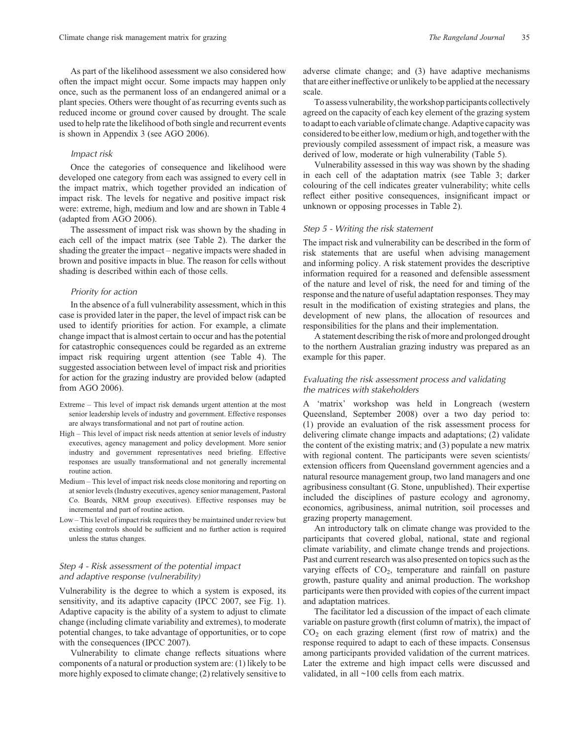As part of the likelihood assessment we also considered how often the impact might occur. Some impacts may happen only once, such as the permanent loss of an endangered animal or a plant species. Others were thought of as recurring events such as reduced income or ground cover caused by drought. The scale used to help rate the likelihood of both single and recurrent events is shown in Appendix 3 (see AGO 2006).

#### *Impact risk*

Once the categories of consequence and likelihood were developed one category from each was assigned to every cell in the impact matrix, which together provided an indication of impact risk. The levels for negative and positive impact risk were: extreme, high, medium and low and are shown in Table 4 (adapted from AGO 2006).

The assessment of impact risk was shown by the shading in each cell of the impact matrix (see Table 2). The darker the shading the greater the impact – negative impacts were shaded in brown and positive impacts in blue. The reason for cells without shading is described within each of those cells.

#### *Priority for action*

In the absence of a full vulnerability assessment, which in this case is provided later in the paper, the level of impact risk can be used to identify priorities for action. For example, a climate change impact that is almost certain to occur and has the potential for catastrophic consequences could be regarded as an extreme impact risk requiring urgent attention (see Table 4). The suggested association between level of impact risk and priorities for action for the grazing industry are provided below (adapted from AGO 2006).

- Extreme – This level of impact risk demands urgent attention at the most senior leadership levels of industry and government. Effective responses are always transformational and not part of routine action.
- High – This level of impact risk needs attention at senior levels of industry executives, agency management and policy development. More senior industry and government representatives need briefing. Effective responses are usually transformational and not generally incremental routine action.
- Medium – This level of impact risk needs close monitoring and reporting on at senior levels (Industry executives, agency senior management, Pastoral Co. Boards, NRM group executives). Effective responses may be incremental and part of routine action.
- Low – This level of impact risk requires they be maintained under review but existing controls should be sufficient and no further action is required unless the status changes.

### *Step 4 - Risk assessment of the potential impact and adaptive response (vulnerability)*

Vulnerability is the degree to which a system is exposed, its sensitivity, and its adaptive capacity (IPCC 2007, see Fig. 1). Adaptive capacity is the ability of a system to adjust to climate change (including climate variability and extremes), to moderate potential changes, to take advantage of opportunities, or to cope with the consequences (IPCC 2007).

Vulnerability to climate change reflects situations where components of a natural or production system are: (1) likely to be more highly exposed to climate change; (2) relatively sensitive to adverse climate change; and (3) have adaptive mechanisms that are either ineffective or unlikely to be applied at the necessary scale.

To assess vulnerability, the workshop participants collectively agreed on the capacity of each key element of the grazing system to adapt to each variable of climate change. Adaptive capacity was considered to be either low, medium or high, and together with the previously compiled assessment of impact risk, a measure was derived of low, moderate or high vulnerability (Table 5).

Vulnerability assessed in this way was shown by the shading in each cell of the adaptation matrix (see Table 3; darker colouring of the cell indicates greater vulnerability; white cells reflect either positive consequences, insignificant impact or unknown or opposing processes in Table 2).

### *Step 5 - Writing the risk statement*

The impact risk and vulnerability can be described in the form of risk statements that are useful when advising management and informing policy. A risk statement provides the descriptive information required for a reasoned and defensible assessment of the nature and level of risk, the need for and timing of the response and the nature of useful adaptation responses. They may result in the modification of existing strategies and plans, the development of new plans, the allocation of resources and responsibilities for the plans and their implementation.

A statement describing the risk of more and prolonged drought to the northern Australian grazing industry was prepared as an example for this paper.

### *Evaluating the risk assessment process and validating the matrices with stakeholders*

A 'matrix' workshop was held in Longreach (western Queensland, September 2008) over a two day period to: (1) provide an evaluation of the risk assessment process for delivering climate change impacts and adaptations; (2) validate the content of the existing matrix; and (3) populate a new matrix with regional content. The participants were seven scientists/extension officers from Queensland government agencies and a natural resource management group, two land managers and one agribusiness consultant (G. Stone, unpublished). Their expertise included the disciplines of pasture ecology and agronomy, economics, agribusiness, animal nutrition, soil processes and grazing property management.

An introductory talk on climate change was provided to the participants that covered global, national, state and regional climate variability, and climate change trends and projections. Past and current research was also presented on topics such as the varying effects of $CO_2$, temperature and rainfall on pasture growth, pasture quality and animal production. The workshop participants were then provided with copies of the current impact and adaptation matrices.

The facilitator led a discussion of the impact of each climate variable on pasture growth (first column of matrix), the impact of $CO_2$ on each grazing element (first row of matrix) and the response required to adapt to each of these impacts. Consensus among participants provided validation of the current matrices. Later the extreme and high impact cells were discussed and validated, in all ~100 cells from each matrix.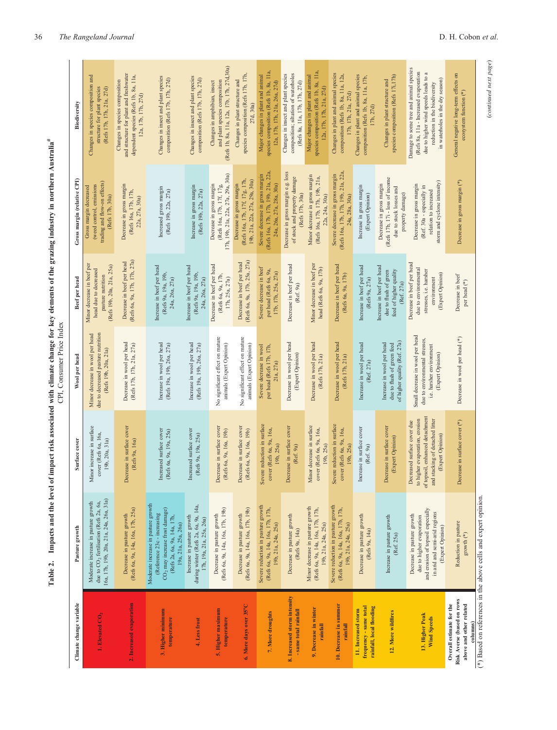**Table 2. Impacts and the level of impact risk associated with climate change for key elements of the grazing industry in northern Australia[#]**

CPI, Consumer Price Index

| Climate change variable | Pasture growth | Surface cover | Wool per head | Beef per head | Gross margin (relative CPI) | Biodiversity |
|---|---|---|---|---|---|---|
| **1. Elevated $CO_2$** | Moderate increase in pasture growth due to $CO_2$ fertilisation (Refs 2a, 6a, 16a, 17b, 19b, 20a, 21a, 24a, 26a, 31a) | Minor increase in surface cover (Refs 6a, 16a, 19b, 20a, 31a) | Minor decrease in wool per head due to decreased pasture nutrition (Refs 19b, 20a, 21a) | Minor decrease in beef per head due to decreased pasture nutrition (Refs 19b, 20a, 21a, 25a) | Gross margin decreased (weed control, emissions trading and flow-on effects) (Refs 17b, 30a) | Changes in species composition and structure for plant species (Refs 17b, 17h, 21a, 27d) |
| **2. Increased evaporation** | Decrease in pasture growth (Refs 6a, 9a, 14a, 16a, 17b, 25a) | Decrease in surface cover (Refs 9a, 16a) | Decrease in wool per head (Refs 17b, 17h, 21a, 27a) | Decrease in beef per head (Refs 6a, 9a, 17b, 17h, 27a) | Decrease in gross margin (Refs 16a, 17b, 17h, 22a, 27a, 30a) | Changes in species composition and structure for plant and freshwater dependent species (Refs 1b, 8a, 11a, 12a, 17b, 17h, 27d) |
| **3. Higher minimum temperature** | Moderate increase in pasture growth (Reference 23c - increasing $CO_2$ may increase frost damage) (Refs 2a, 6a, 9a, 14a, 17b, 19a, 21a, 25a, 26a) | Increased surface cover (Refs 6a, 9a, 19a, 25a) | Increase in wool per head (Refs 19a, 19b, 26a, 27a) | Increase in beef per head (Refs 9a, 19a, 19b, 24a, 26a, 27a) | Increased gross margin (Refs 19b, 22a, 27a) | Changes in insect and plant species composition (Refs 17b, 17h, 27d) |
| **4. Less frost** | Increase in pasture growth during winter (Refs 2a, 6a, 9a, 14a, 17b, 19a, 21a, 25a, 26a) | Increased surface cover (Refs 9a, 19a, 25a) | Increase in wool per head (Refs 19a, 19b, 26a, 27a) | Increase in beef per head (Refs 9a, 19a, 19b, 24a, 26a, 27a) | Increase in gross margin (Refs 19b, 22a, 27a) | Changes in insect and plant species composition (Refs 17b, 17h, 27d) |
| **5. Higher maximum temperature** | Decrease in pasture growth (Refs 6a, 9a, 14a, 16a, 17b, 19b) | Decrease in surface cover (Refs 6a, 9a, 16a, 19b) | No significant effect on mature animals (Expert Opinion) | Decrease in beef per head (Refs 6a, 9a, 17b, 17h, 25a, 27a) | Decrease in gross margin (Refs 16a, 17b, 17f, 17g, 17h, 19b, 21a, 22a, 27a, 29a, 30a) | Changes in amphibian, insect and plant species composition (Refs 1b, 8a, 11a, 12a, 17b, 17h, 27d,30a) |
| **6. More days over 35°C** | Decrease in pasture growth (Refs 6a, 9a, 14a, 16a, 17b, 19b) | Decrease in surface cover (Refs 6a, 9a, 16a, 19b) | No significant effect on mature animals (Expert Opinion) | Decrease in beef per head (Refs 6a, 9a, 17b, 25a, 27a) | Decrease in gross margin (Refs 16a, 17b, 17f, 17g, 17h, 19b, 21a, 22a, 27a, 29a, 30a) | Changes in plant structure and species composition (Refs 17b, 17h, 27d, 30a) |
| **7. More droughts** | Severe reduction in pasture growth (Refs 6a, 9a, 14a, 16a, 17b, 17h, 19b, 21a, 24a, 25a) | Severe reduction in surface cover (Refs 6a, 9a, 16a, 19b, 25a) | Severe decrease in wool per head (Refs 17b, 17h, 21a, 27a) | Severe decrease in beef per head (Refs 6a, 9a, 17b, 17h, 25a, 27a) | Severe decrease in gross margin (Refs 16a, 17b, 17h, 19b, 21a, 22a, 24a, 26a, 27a, 28a, 30a) | Major changes in plant and animal species composition (Refs 1b, 8a, 11a, 12a, 17b, 17h, 21a, 26a, 27d) |
| **8. Increased storm intensity - same total rainfall** | Decrease in pasture growth (Refs 9a, 14a) | Decrease in surface cover (Ref. 9a) | Decrease in wool per head (Expert Opinion) | Decrease in beef per head (Ref. 9a) | Decrease in gross margin e.g. loss of stock and property damage (Refs 17b, 30a) | Changes in insect and plant species composition; siltation of waterholes (Refs 8a, 11a, 17b, 17h, 27d) |
| **9. Decrease in winter rainfall** | Minor decrease in pasture growth (Refs 6a, 9a, 14a, 16a, 17b, 17h, 19b, 21a, 24a, 25a) | Minor decrease in surface cover (Refs 6a, 9a, 16a, 19b, 25a) | Decrease in wool per head (Refs 17h, 21a) | Minor decrease in beef per head (Refs 6a, 9a, 17b) | Minor decrease in gross margin (Refs 16a, 17b, 17h, 19b, 21a, 22a, 24a, 30a) | Major changes in plant and animal species composition (Refs 1b, 8a, 11a, 12a, 17b, 17h, 21a, 27d) |
| **10. Decrease in summer rainfall** | Severe reduction in pasture growth (Refs 6a, 9a, 14a, 16a, 17b, 17h, 19b, 21a, 24a, 25a) | Severe reduction in surface cover (Refs 6a, 9a, 16a, 19b, 25a) | Decrease in wool per head (Refs 17h, 21a) | Decrease in beef per head (Refs 6a, 9a, 17b) | Severe decrease in gross margin (Refs 16a, 17b, 17h, 19b, 21a, 22a, 24a, 28a, 30a) | Changes in plant and animal species composition (Refs 1b, 8a, 11a, 12a, 17b, 17h, 21a, 27d) |
| **11. Increased storm frequency - same total rainfall, local flooding** | Decrease in pasture growth (Refs 9a, 14a) | Increase in surface cover (Ref. 9a) | Increase in wool per head (Ref. 27a) | Increase in beef per head (Refs 9a, 27a) | Increase in gross margin (Expert Opinion) | Changes in plant and animal species composition (Refs 1b, 8a, 11a, 17b, 17h, 27d) |
| **12. More wildfires** | Increase in pasture growth (Ref. 25a) | Decrease in surface cover (Expert Opinion) | Increase in wool per head due to flush of green feed of higher quality (Ref. 27a) | Increase in beef per head due to flush of green feed of higher quality (Ref. 27a) | Decrease in gross margin (Refs 17b, 17i - loss of income due to stock losses and property damage) | Changes in plant structure and species composition (Refs 17i,17h) |
| **13. Higher Peak Wind Speeds** | Decrease in pasture growth due to higher evaporation and erosion of topsoil especially in arid and semi-arid regions (Expert Opinion) | Decreased surface cover due to higher evaporation, erosion of topsoil, enhanced detachment and stacking of detached litter (Expert Opinion) | Small decrease in wool per head due to environmental stresses, i.e. harsher environment (Expert Opinion) | Decrease in beef per head due to environmental stresses, i.e. harsher environment (Expert Opinion) | Decrease in gross margin (Ref. 30a - especially in relation to increased storm and cyclone intensity) | Damage to some tree and animal species (Refs 8a, 11a - Increased evaporation due to higher wind speeds leads to a reduction in the biodiversity in waterholes in the dry season) |
| **Overall estimate for the Risk Averse (based on rows above and other related columns)** | Reduction in pasture growth (*) | Decrease in surface cover (*) | Decrease in wool per head (*) | Decrease in beef per head (*) | Decrease in gross margin (*) | General negative long-term effects on ecosystem function (*) |

(*) Based on references in the above cells and expert opinion.

*(continued next page)*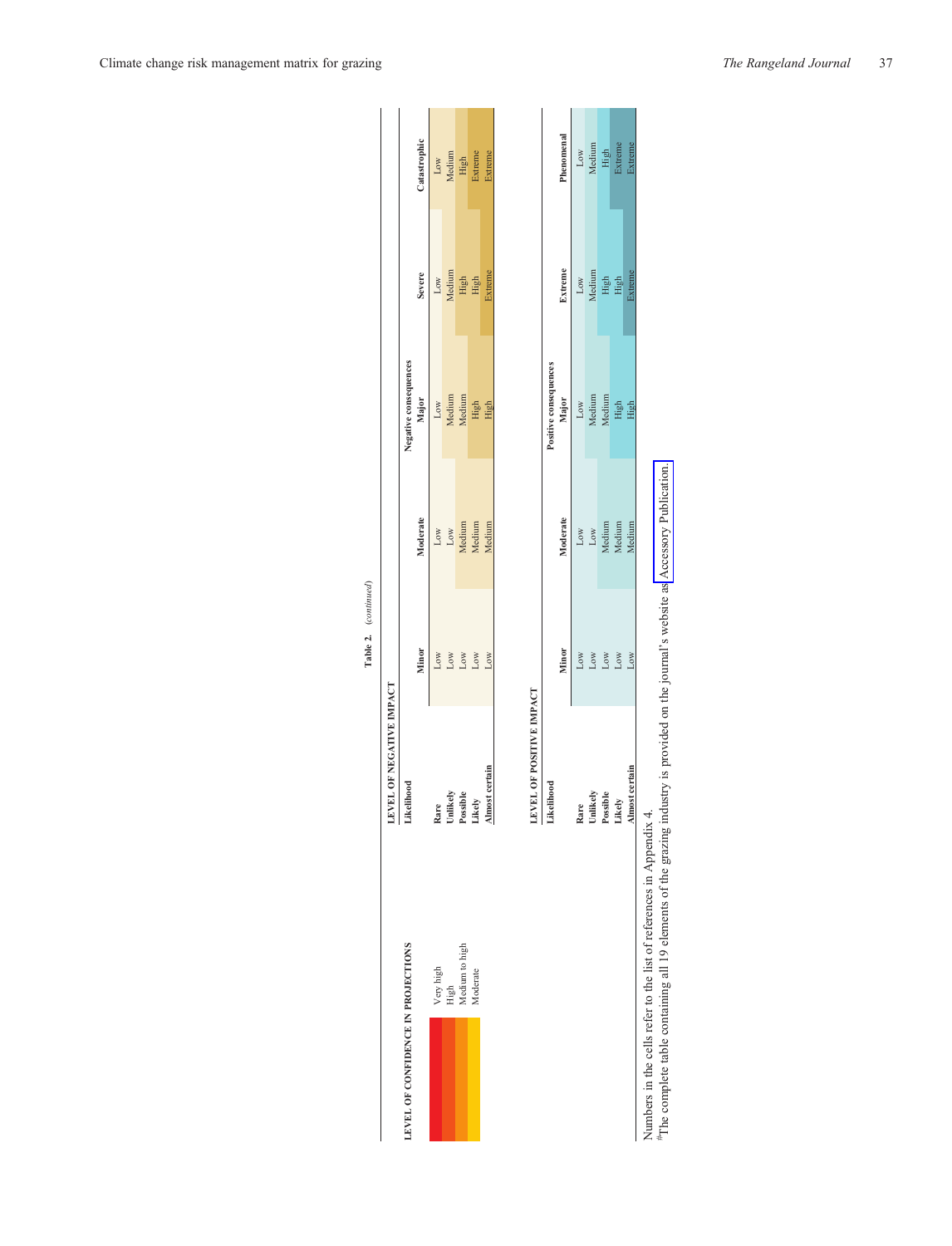**Table 2.** *(continued)*

**LEVEL OF CONFIDENCE IN PROJECTIONS**

- Very high
- High
- Medium to high
- Moderate

**LEVEL OF NEGATIVE IMPACT**

| Likelihood | Negative consequences | | | | |
|---|---|---|---|---|---|
| | Minor | Moderate | Major | Severe | Catastrophic |
| **Rare** | Low | Low | Low | Low | Low |
| **Unlikely** | Low | Low | Medium | Medium | Medium |
| **Possible** | Low | Medium | Medium | High | High |
| **Likely** | Low | Medium | High | High | Extreme |
| **Almost certain** | Low | Medium | High | Extreme | Extreme |

**LEVEL OF POSITIVE IMPACT**

| Likelihood | Positive consequences | | | | |
|---|---|---|---|---|---|
| | Minor | Moderate | Major | Extreme | Phenomenal |
| **Rare** | Low | Low | Low | Low | Low |
| **Unlikely** | Low | Low | Medium | Medium | Medium |
| **Possible** | Low | Medium | Medium | High | High |
| **Likely** | Low | Medium | High | High | Extreme |
| **Almost certain** | Low | Medium | High | Extreme | Extreme |

Numbers in the cells refer to the list of references in Appendix 4.

[#]The complete table containing all 19 elements of the grazing industry is provided on the journal's website as Accessory Publication.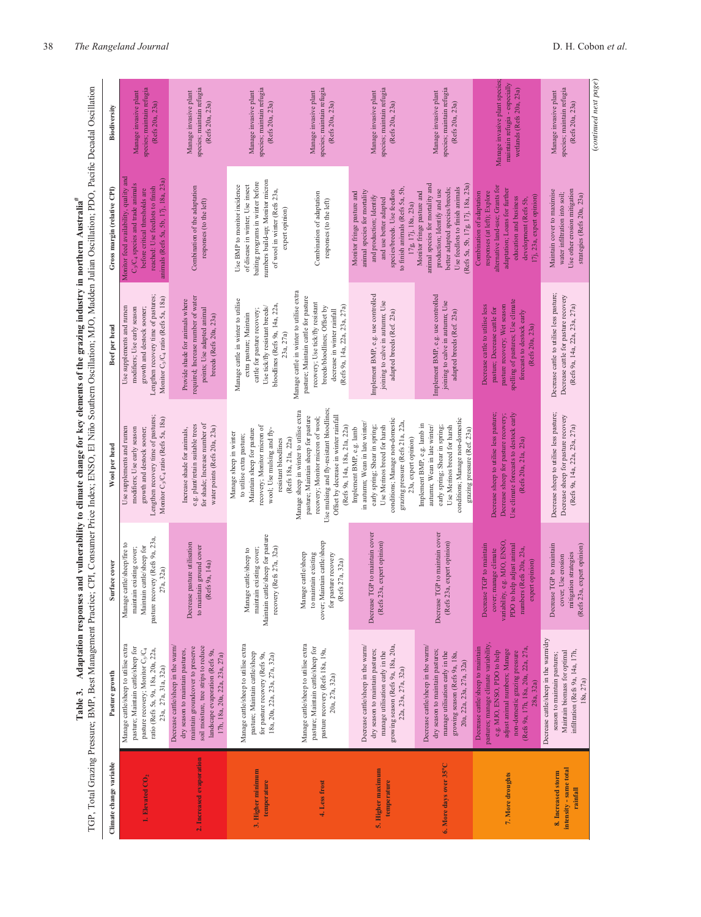**Table 3. Adaptation responses and vulnerability to climate change for key elements of the grazing industry in northern Australia[#]**

TGP, Total Grazing Pressure; BMP, Best Management Practice; CPI, Consumer Price Index; ENSO, El Niño Southern Oscillation; MJO, Madden Julian Oscillation; PDO, Pacific Decadal Oscillation

| Climate change variable | Pasture growth | Surface cover | Wool per head | Beef per head | Gross margin (relative CPI) | Biodiversity |
|---|---|---|---|---|---|---|
| **1. Elevated $CO_2$** | Manage cattle/sheep to utilise extra pasture; Maintain cattle/sheep for pasture recovery; Monitor $C_3$/$C_4$ ratio (Refs 5a, 9a, 18a, 20a, 22a, 23a, 27a, 31a, 32a) | Manage cattle/sheep/fire to maintain existing cover; Maintain cattle/sheep for pasture recovery (Refs 9a, 23a, 27a, 32a) | Use supplements and rumen modifiers; Use early season growth and destock sooner; Lengthen recovery time of pastures; Monitor $C_3$/$C_4$ ratio (Refs 5a, 18a) | Use supplements and rumen modifiers; Use early season growth and destock sooner; Lengthen recovery time of pastures; Monitor $C_3$/$C_4$ ratio (Refs 5a, 18a) | Monitor feed availability, quality and $C_3$/$C_4$ species and trade animals before critical thresholds are reached; Use feedlots to finish animals (Refs 5a, 5b, 17j, 18a, 23a) | Manage invasive plant species; maintain refugia (Refs 20a, 23a) |
| **2. Increased evaporation** | Decrease cattle/sheep in the warm/dry season to maintain pastures, maintain groundcover to preserve soil moisture, tree strips to reduce landscape evaporation (Refs 9a, 17h, 18a, 20a, 22a, 23a, 27a) | Decrease pasture utilisation to maintain ground cover (Refs 9a, 14a) | Increase shade for animals, e.g. plant/retain suitable trees for shade; Increase number of water points (Refs 20a, 23a) | Provide shade for animals where required; Increase number of water points; Use adapted animal breeds (Refs 20a, 23a) | Combination of the adaptation responses (to the left) | Manage invasive plant species; maintain refugia (Refs 20a, 23a) |
| **3. Higher minimum temperature** | Manage cattle/sheep to utilise extra pasture; Maintain cattle/sheep for pasture recovery (Refs 9a, 18a, 20a, 22a, 23a, 27a, 32a) | Manage cattle/sheep to maintain existing cover; Maintain cattle/sheep for pasture recovery (Refs 27a, 32a) | Manage sheep in winter to utilise extra pasture; Maintain sheep for pasture recovery; Monitor micron of wool; Use mulsing and fly-resistant bloodlines (Refs 18a, 21a, 22a) | Manage cattle in winter to utilise extra pasture; Maintain cattle for pasture recovery; Use tick/fly resistant breeds/bloodlines (Refs 9a, 14a, 22a, 23a, 27a) | Use BMP to monitor incidence of disease in winter; Use insect baiting programs in winter before numbers build-up; Monitor micron of wool in winter (Refs 23a, expert opinion) | Manage invasive plant species; maintain refugia (Refs 20a, 23a) |
| **4. Less frost** | Manage cattle/sheep to utilise extra pasture; Maintain cattle/sheep for pasture recovery (Refs 18a, 19a, 20a, 27a, 32a) | Manage cattle/sheep to maintain existing cover; Maintain cattle/sheep for pasture recovery (Refs 27a, 32a) | Manage sheep in winter to utilise extra pasture; Maintain sheep for pasture recovery; Monitor micron of wool; Use mulsing and fly-resistant bloodlines; Offset by decrease in winter rainfall (Refs 9a, 14a, 18a, 21a, 22a) | Manage cattle in winter to utilise extra pasture; Maintain cattle for pasture recovery; Use tick/fly resistant breeds/bloodlines; Offset by decrease in winter rainfall (Refs 9a, 14a, 22a, 23a, 27a) | Combination of adaptation responses (to the left) | Manage invasive plant species; maintain refugia (Refs 20a, 23a) |
| **5. Higher maximum temperature** | Decrease cattle/sheep in the warm/dry season to maintain pastures; manage utilisation early in the growing season (Refs 9a, 18a, 20a, 22a, 23a, 27a, 32a) | Decrease TGP to maintain cover (Refs 23a, expert opinion) | Implement BMP, e.g. lamb in autumn; Wean in late winter/early spring; Shear in spring; Use Merinos breed for harsh conditions; Manage non-domestic grazing pressure (Refs 21a, 22a, 23a, expert opinion) | Implement BMP, e.g. use controlled joining to calve in autumn; Use adapted breeds (Ref. 23a) | Monitor fringe pasture and animal species for mortality and production; Identify and use better adapted species/breeds. Use feedlots to finish animals (Refs 5a, 5b, 17g, 17j, 18a, 23a) | Manage invasive plant species; maintain refugia (Refs 20a, 23a) |
| **6. More days over 35°C** | Decrease cattle/sheep in the warm/dry season to maintain pastures; manage utilisation early in the growing season (Refs 9a, 18a, 20a, 22a, 23a, 27a, 32a) | Decrease TGP to maintain cover (Refs 23a, expert opinion) | Implement BMP, e.g. lamb in autumn; Wean in late winter/early spring; Shear in spring; Use Merinos breed for harsh conditions; Manage non-domestic grazing pressure (Ref. 23a) | Implement BMP, e.g. use controlled joining to calve in autumn; Use adapted breeds (Ref. 23a) | Monitor fringe pasture and animal species for mortality and production; Identify and use better adapted species/breeds; Use feedlots to finish animals (Refs 5a, 5b, 17g, 17j, 18a, 23a) | Manage invasive plant species; maintain refugia (Refs 20a, 23a) |
| **7. More droughts** | Decrease cattle/sheep to maintain pastures; manage climate variability, e.g. MJO, ENSO, PDO to help adjust animal numbers; Manage non-domestic grazing pressure (Refs 9a, 17h, 18a, 20a, 22a, 27a, 28a, 32a) | Decrease TGP to maintain cover; manage climate variability, e.g. MJO, ENSO, PDO to help adjust animal numbers (Refs 20a, 23a, expert opinion) | Decrease sheep to utilise less pasture; Decrease sheep for pasture recovery; Use climate forecasts to destock early (Refs 20a, 21a, 23a) | Decrease cattle to utilise less pasture; Decrease cattle for pasture recovery; Wet season spelling of pastures; Use climate forecasts to destock early (Refs 20a, 23a) | Combination of adaptation responses (at left); Explore alternative land-use; Grants for adaptation; Loans for further education and business development (Refs 5b, 17j, 23a, expert opinion) | Manage invasive plant species; maintain refugia – especially wetlands (Refs 20a, 23a) |
| **8. Increased storm intensity – same total rainfall** | Decrease cattle/sheep in the warm/dry season to maintain pastures; Maintain biomass for optimal infiltration (Refs 9a, 14a, 17h, 18a, 27a) | Decrease TGP to maintain cover; Use erosion mitigation strategies (Refs 23a, expert opinion) | Decrease sheep to utilise less pasture; Decrease sheep for pasture recovery (Refs 9a, 14a, 22a, 23a, 27a) | Decrease cattle to utilise less pasture; Decrease cattle for pasture recovery (Refs 9a, 14a, 22a, 23a, 27a) | Maintain cover to maximise water infiltration into soil; Use other erosion mitigation strategies (Refs 20a, 23a) | Manage invasive plant species; maintain refugia (Refs 20a, 23a) |

*(continued next page)*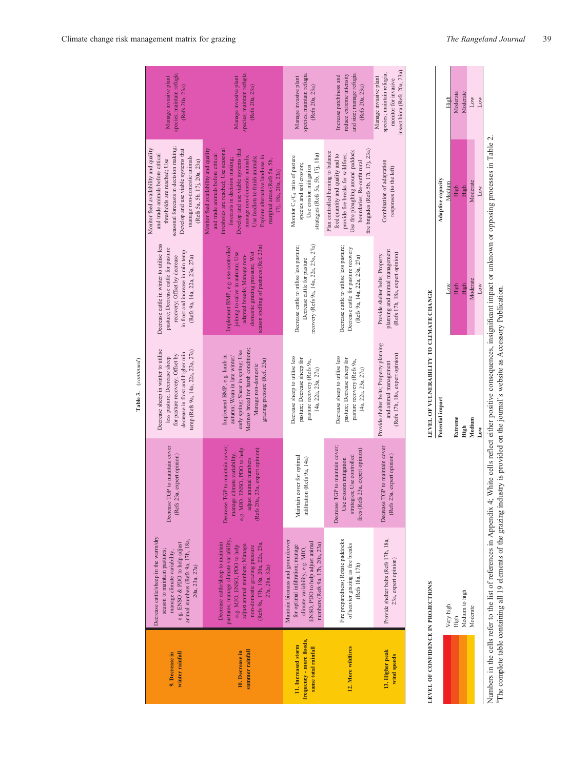**Table 3.** *(continued)*

| | | | | | | |
|---|---|---|---|---|---|---|
| **9. Decrease in winter rainfall** | Decrease cattle/sheep in the warm/dry season to maintain pastures; manage climate variability, e.g. ENSO & PDO to help adjust animal numbers (Refs 9a, 17h, 18a, 20a, 23a, 27a) | Decrease TGP to maintain cover (Refs 23a, expert opinion) | Decrease sheep in winter to utilise less pasture; Decrease sheep for pasture recovery; Offset by decrease in frost and higher min temp (Refs 9a, 14a, 22a, 23a, 27a) | Decrease cattle in winter to utilise less pasture; Decrease cattle for pasture recovery; Offset by decrease in frost and increase in min temp (Refs 9a, 14a, 22a, 23a, 27a) | Monitor feed availability and quality and trade animals before critical thresholds are reached; Use seasonal forecasts in decision making; Develop and use viable systems that manage non-domestic animals (Refs 5a, 5b, 17j, 20a, 23a) | Manage invasive plant species; maintain refugia (Refs 20a, 23a) |
| **10. Decrease in summer rainfall** | Decrease cattle/sheep to maintain pastures; manage climate variability, e.g. MJO, ENSO, PDO to help adjust animal numbers; Manage non-domestic grazing pressure (Refs 9a, 17h, 18a, 20a, 22a, 23a, 27a, 28a, 32a) | Decrease TGP to maintain cover; manage climate variability, e.g. MJO, ENSO, PDO to help adjust animal numbers (Refs 20a, 23a, expert opinion) | Implement BMP, e.g. lamb in autumn; Wean in late winter/early spring; Shear in spring; Use Merinos breed for harsh conditions; Manage non-domestic grazing pressure (Ref. 23a) | Implement BMP, e.g. use controlled joining to calve in autumn; Use adapted breeds; Manage non-domestic grazing pressure; Wet season spelling of pastures (Ref. 23a) | Monitor feed availability and quality and trade animals before critical thresholds are reached; Use seasonal forecasts in decision making; Develop and use viable systems that manage non-domestic animals; Use feedlots to finish animals; Explore alternative land-use in marginal areas (Refs 5a, 5b, 17j, 18a, 20a, 23a) | Manage invasive plant species; maintain refugia (Refs 20a, 23a) |
| **11. Increased storm frequency - more floods, same total rainfall** | Maintain biomass and groundcover for optimal infiltration; manage climate variability, e.g. MJO, ENSO, PDO to help adjust animal numbers (Refs 9a, 17h, 20a, 23a) | Maintain cover for optimal infiltration (Refs 9a, 14a) | Decrease sheep to utilise less pasture; Decrease sheep for pasture recovery (Refs 9a, 14a, 22a, 23a, 27a) | Decrease cattle to utilise less pasture; Decrease cattle for pasture recovery (Refs 9a, 14a, 22a, 23a, 27a) | Monitor $C_3/C_4$ ratio of pasture species and soil erosion; Use erosion mitigation strategies (Refs 5a, 5b, 17j, 18a) | Manage invasive plant species; maintain refugia (Refs 20a, 23a) |
| **12. More wildfires** | Fire preparedness; Rotate paddocks of heavier grazing as fire breaks (Refs 18a, 17h) | Decrease TGP to maintain cover; Use erosion mitigation strategies; Use controlled fires (Refs 23a, expert opinion) | Decrease sheep to utilise less pasture; Decrease sheep for pasture recovery (Refs 9a, 14a, 22a, 23a, 27a) | Decrease cattle to utilise less pasture; Decrease cattle for pasture recovery (Refs 9a, 14a, 22a, 23a, 27a) | Plan controlled burning to balance feed quantity and quality and to provide fire breaks for wildfires; Use fire ploughing around paddock boundaries; Re-outfit rural fire brigades (Refs 5b, 17i, 17j, 23a) | Increase patchiness and reduce extreme intensity and size; manage refugia (Refs 20a, 23a) |
| **13. Higher peak wind speeds** | Provide shelter belts (Refs 17h, 18a, 23a, expert opinion) | Decrease TGP to maintain cover (Refs 23a, expert opinion) | Provide shelter belts; Property planning and animal management (Refs 17h, 18a, expert opinion) | Provide shelter belts; Property planning and animal management (Refs 17h, 18a, expert opinion) | Combination of adaptation responses (to the left) | Manage invasive plant species; maintain refugia; monitor for invasive insect biota (Refs 20a, 23a) |

**LEVEL OF CONFIDENCE IN PROJECTIONS**

- Very high
- High
- Medium to high
- Moderate

**LEVEL OF VULNERABILITY TO CLIMATE CHANGE**

| Potential impact | Adaptive capacity: Low | Adaptive capacity: Medium | Adaptive capacity: High |
|---|---|---|---|
| **Extreme** | High | High | Moderate |
| **High** | High | High | Moderate |
| **Medium** | Moderate | Moderate | Low |
| **Low** | Low | Low | Low |

Numbers in the cells refer to the list of references in Appendix 4; White cells reflect either positive consequences, insignificant impact or unknown or opposing processes in Table 2.
[#]The complete table containing all 19 elements of the grazing industry is provided on the journal's website as Accessory Publication.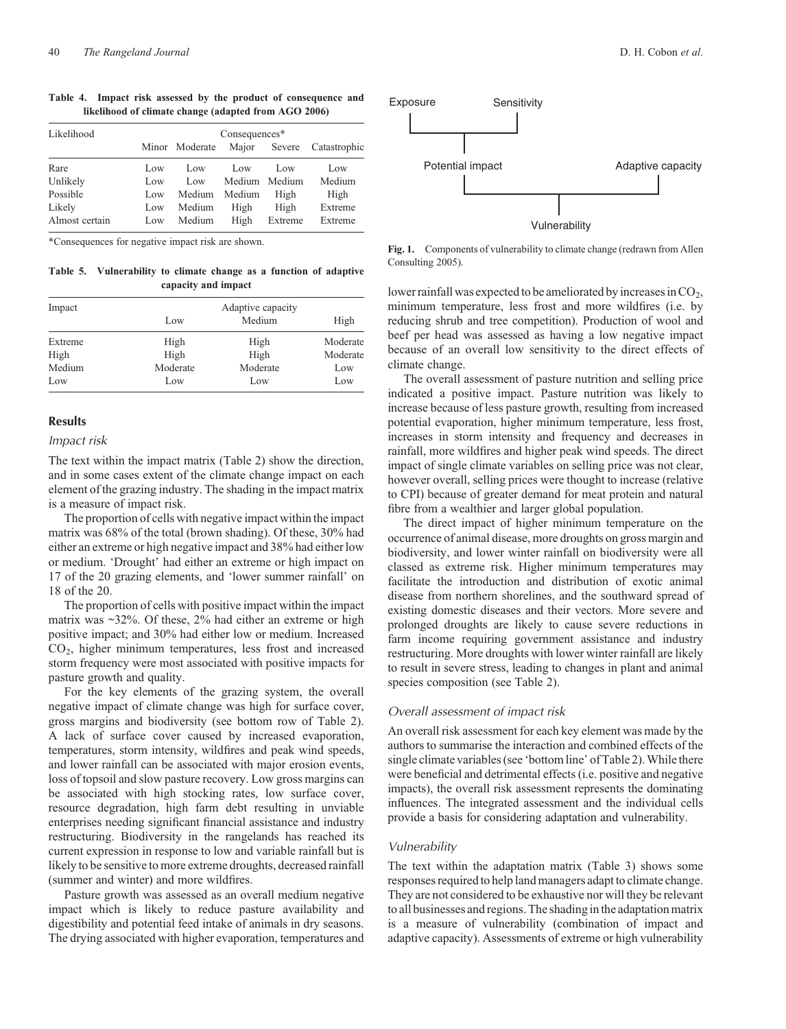**Table 4. Impact risk assessed by the product of consequence and likelihood of climate change (adapted from AGO 2006)**

| Likelihood | Consequences* | | | | |
|---|---|---|---|---|---|
| | Minor | Moderate | Major | Severe | Catastrophic |
| Rare | Low | Low | Low | Low | Low |
| Unlikely | Low | Low | Medium | Medium | Medium |
| Possible | Low | Medium | Medium | High | High |
| Likely | Low | Medium | High | High | Extreme |
| Almost certain | Low | Medium | High | Extreme | Extreme |

*Consequences for negative impact risk are shown.

**Table 5. Vulnerability to climate change as a function of adaptive capacity and impact**

| Impact | Adaptive capacity | | |
|---|---|---|---|
| | Low | Medium | High |
| Extreme | High | High | Moderate |
| High | High | High | Moderate |
| Medium | Moderate | Moderate | Low |
| Low | Low | Low | Low |

## Results

### Impact risk

The text within the impact matrix (Table 2) show the direction, and in some cases extent of the climate change impact on each element of the grazing industry. The shading in the impact matrix is a measure of impact risk.

The proportion of cells with negative impact within the impact matrix was 68% of the total (brown shading). Of these, 30% had either an extreme or high negative impact and 38% had either low or medium. 'Drought' had either an extreme or high impact on 17 of the 20 grazing elements, and 'lower summer rainfall' on 18 of the 20.

The proportion of cells with positive impact within the impact matrix was ~32%. Of these, 2% had either an extreme or high positive impact; and 30% had either low or medium. Increased $CO_2$, higher minimum temperatures, less frost and increased storm frequency were most associated with positive impacts for pasture growth and quality.

For the key elements of the grazing system, the overall negative impact of climate change was high for surface cover, gross margins and biodiversity (see bottom row of Table 2). A lack of surface cover caused by increased evaporation, temperatures, storm intensity, wildfires and peak wind speeds, and lower rainfall can be associated with major erosion events, loss of topsoil and slow pasture recovery. Low gross margins can be associated with high stocking rates, low surface cover, resource degradation, high farm debt resulting in unviable enterprises needing significant financial assistance and industry restructuring. Biodiversity in the rangelands has reached its current expression in response to low and variable rainfall but is likely to be sensitive to more extreme droughts, decreased rainfall (summer and winter) and more wildfires.

Pasture growth was assessed as an overall medium negative impact which is likely to reduce pasture availability and digestibility and potential feed intake of animals in dry seasons. The drying associated with higher evaporation, temperatures and lower rainfall was expected to be ameliorated by increases in $CO_2$, minimum temperature, less frost and more wildfires (i.e. by reducing shrub and tree competition). Production of wool and beef per head was assessed as having a low negative impact because of an overall low sensitivity to the direct effects of climate change.

Exposure
Sensitivity
Potential impact
Adaptive capacity
Vulnerability

**Fig. 1.** Components of vulnerability to climate change (redrawn from Allen Consulting 2005).

The overall assessment of pasture nutrition and selling price indicated a positive impact. Pasture nutrition was likely to increase because of less pasture growth, resulting from increased potential evaporation, higher minimum temperature, less frost, increases in storm intensity and frequency and decreases in rainfall, more wildfires and higher peak wind speeds. The direct impact of single climate variables on selling price was not clear, however overall, selling prices were thought to increase (relative to CPI) because of greater demand for meat protein and natural fibre from a wealthier and larger global population.

The direct impact of higher minimum temperature on the occurrence of animal disease, more droughts on gross margin and biodiversity, and lower winter rainfall on biodiversity were all classed as extreme risk. Higher minimum temperatures may facilitate the introduction and distribution of exotic animal disease from northern shorelines, and the southward spread of existing domestic diseases and their vectors. More severe and prolonged droughts are likely to cause severe reductions in farm income requiring government assistance and industry restructuring. More droughts with lower winter rainfall are likely to result in severe stress, leading to changes in plant and animal species composition (see Table 2).

### Overall assessment of impact risk

An overall risk assessment for each key element was made by the authors to summarise the interaction and combined effects of the single climate variables (see 'bottom line' of Table 2). While there were beneficial and detrimental effects (i.e. positive and negative impacts), the overall risk assessment represents the dominating influences. The integrated assessment and the individual cells provide a basis for considering adaptation and vulnerability.

### Vulnerability

The text within the adaptation matrix (Table 3) shows some responses required to help land managers adapt to climate change. They are not considered to be exhaustive nor will they be relevant to all businesses and regions. The shading in the adaptation matrix is a measure of vulnerability (combination of impact and adaptive capacity). Assessments of extreme or high vulnerability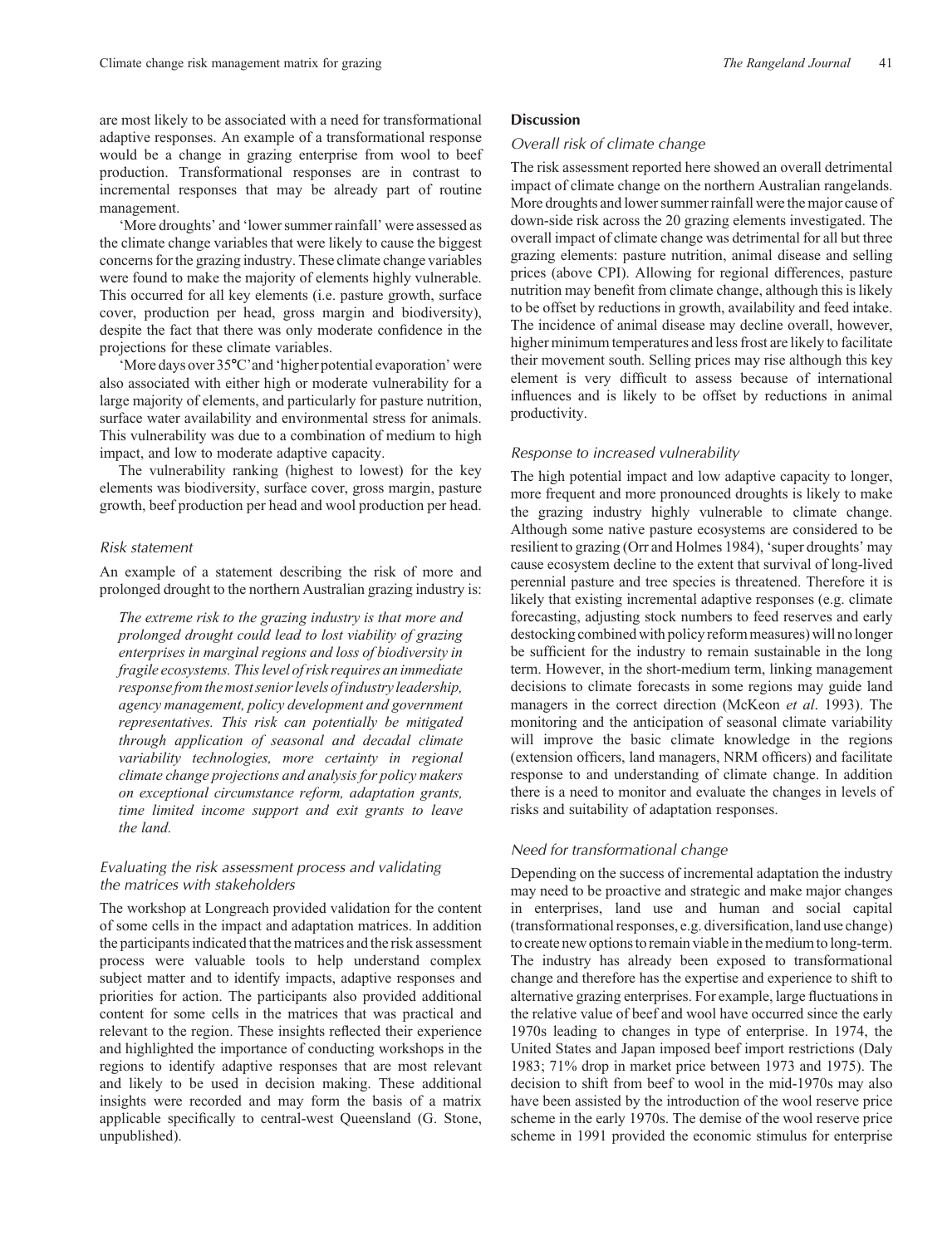are most likely to be associated with a need for transformational adaptive responses. An example of a transformational response would be a change in grazing enterprise from wool to beef production. Transformational responses are in contrast to incremental responses that may be already part of routine management.

'More droughts' and 'lower summer rainfall' were assessed as the climate change variables that were likely to cause the biggest concerns for the grazing industry. These climate change variables were found to make the majority of elements highly vulnerable. This occurred for all key elements (i.e. pasture growth, surface cover, production per head, gross margin and biodiversity), despite the fact that there was only moderate confidence in the projections for these climate variables.

'More days over 35°C' and 'higher potential evaporation' were also associated with either high or moderate vulnerability for a large majority of elements, and particularly for pasture nutrition, surface water availability and environmental stress for animals. This vulnerability was due to a combination of medium to high impact, and low to moderate adaptive capacity.

The vulnerability ranking (highest to lowest) for the key elements was biodiversity, surface cover, gross margin, pasture growth, beef production per head and wool production per head.

### Risk statement

An example of a statement describing the risk of more and prolonged drought to the northern Australian grazing industry is:

> *The extreme risk to the grazing industry is that more and prolonged drought could lead to lost viability of grazing enterprises in marginal regions and loss of biodiversity in fragile ecosystems. This level of risk requires an immediate response from the most senior levels of industry leadership, agency management, policy development and government representatives. This risk can potentially be mitigated through application of seasonal and decadal climate variability technologies, more certainty in regional climate change projections and analysis for policy makers on exceptional circumstance reform, adaptation grants, time limited income support and exit grants to leave the land.*

### Evaluating the risk assessment process and validating the matrices with stakeholders

The workshop at Longreach provided validation for the content of some cells in the impact and adaptation matrices. In addition the participants indicated that the matrices and the risk assessment process were valuable tools to help understand complex subject matter and to identify impacts, adaptive responses and priorities for action. The participants also provided additional content for some cells in the matrices that was practical and relevant to the region. These insights reflected their experience and highlighted the importance of conducting workshops in the regions to identify adaptive responses that are most relevant and likely to be used in decision making. These additional insights were recorded and may form the basis of a matrix applicable specifically to central-west Queensland (G. Stone, unpublished).

## Discussion

### Overall risk of climate change

The risk assessment reported here showed an overall detrimental impact of climate change on the northern Australian rangelands. More droughts and lower summer rainfall were the major cause of down-side risk across the 20 grazing elements investigated. The overall impact of climate change was detrimental for all but three grazing elements: pasture nutrition, animal disease and selling prices (above CPI). Allowing for regional differences, pasture nutrition may benefit from climate change, although this is likely to be offset by reductions in growth, availability and feed intake. The incidence of animal disease may decline overall, however, higher minimum temperatures and less frost are likely to facilitate their movement south. Selling prices may rise although this key element is very difficult to assess because of international influences and is likely to be offset by reductions in animal productivity.

### Response to increased vulnerability

The high potential impact and low adaptive capacity to longer, more frequent and more pronounced droughts is likely to make the grazing industry highly vulnerable to climate change. Although some native pasture ecosystems are considered to be resilient to grazing (Orr and Holmes 1984), 'super droughts' may cause ecosystem decline to the extent that survival of long-lived perennial pasture and tree species is threatened. Therefore it is likely that existing incremental adaptive responses (e.g. climate forecasting, adjusting stock numbers to feed reserves and early destocking combined with policy reform measures) will no longer be sufficient for the industry to remain sustainable in the long term. However, in the short-medium term, linking management decisions to climate forecasts in some regions may guide land managers in the correct direction (McKeon *et al*. 1993). The monitoring and the anticipation of seasonal climate variability will improve the basic climate knowledge in the regions (extension officers, land managers, NRM officers) and facilitate response to and understanding of climate change. In addition there is a need to monitor and evaluate the changes in levels of risks and suitability of adaptation responses.

### Need for transformational change

Depending on the success of incremental adaptation the industry may need to be proactive and strategic and make major changes in enterprises, land use and human and social capital (transformational responses, e.g. diversification, land use change) to create new options to remain viable in the medium to long-term. The industry has already been exposed to transformational change and therefore has the expertise and experience to shift to alternative grazing enterprises. For example, large fluctuations in the relative value of beef and wool have occurred since the early 1970s leading to changes in type of enterprise. In 1974, the United States and Japan imposed beef import restrictions (Daly 1983; 71% drop in market price between 1973 and 1975). The decision to shift from beef to wool in the mid-1970s may also have been assisted by the introduction of the wool reserve price scheme in the early 1970s. The demise of the wool reserve price scheme in 1991 provided the economic stimulus for enterprise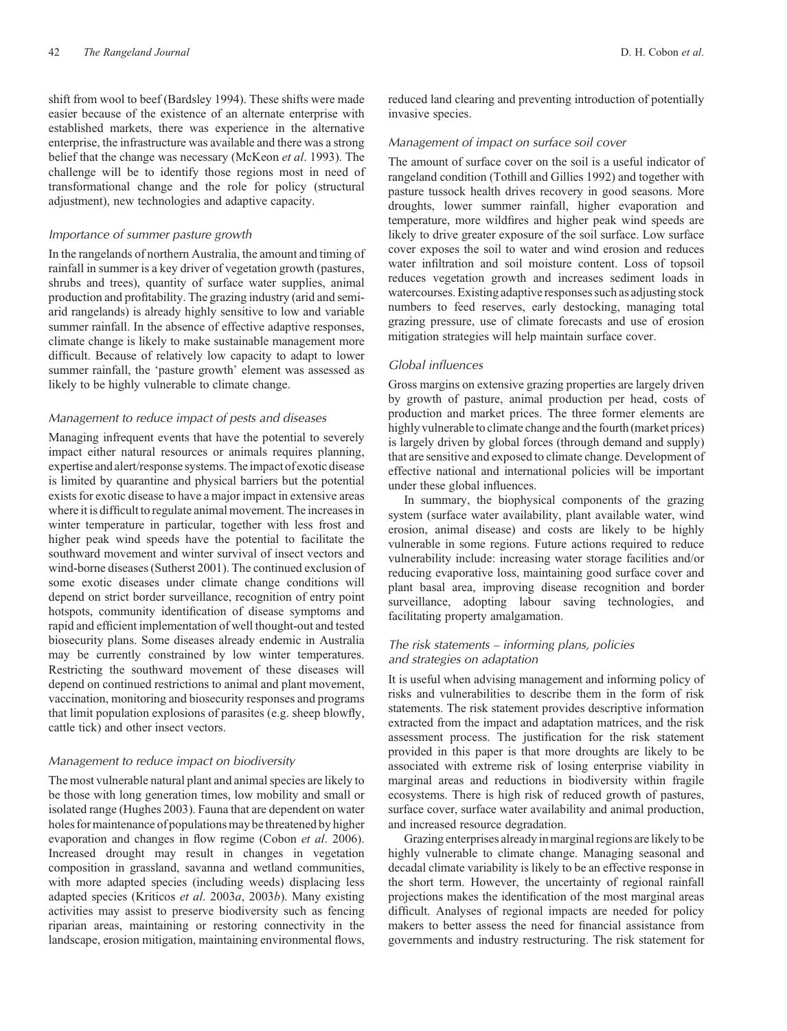shift from wool to beef (Bardsley 1994). These shifts were made easier because of the existence of an alternate enterprise with established markets, there was experience in the alternative enterprise, the infrastructure was available and there was a strong belief that the change was necessary (McKeon *et al*. 1993). The challenge will be to identify those regions most in need of transformational change and the role for policy (structural adjustment), new technologies and adaptive capacity.

### *Importance of summer pasture growth*

In the rangelands of northern Australia, the amount and timing of rainfall in summer is a key driver of vegetation growth (pastures, shrubs and trees), quantity of surface water supplies, animal production and profitability. The grazing industry (arid and semi-arid rangelands) is already highly sensitive to low and variable summer rainfall. In the absence of effective adaptive responses, climate change is likely to make sustainable management more difficult. Because of relatively low capacity to adapt to lower summer rainfall, the 'pasture growth' element was assessed as likely to be highly vulnerable to climate change.

### *Management to reduce impact of pests and diseases*

Managing infrequent events that have the potential to severely impact either natural resources or animals requires planning, expertise and alert/response systems. The impact of exotic disease is limited by quarantine and physical barriers but the potential exists for exotic disease to have a major impact in extensive areas where it is difficult to regulate animal movement. The increases in winter temperature in particular, together with less frost and higher peak wind speeds have the potential to facilitate the southward movement and winter survival of insect vectors and wind-borne diseases (Sutherst 2001). The continued exclusion of some exotic diseases under climate change conditions will depend on strict border surveillance, recognition of entry point hotspots, community identification of disease symptoms and rapid and efficient implementation of well thought-out and tested biosecurity plans. Some diseases already endemic in Australia may be currently constrained by low winter temperatures. Restricting the southward movement of these diseases will depend on continued restrictions to animal and plant movement, vaccination, monitoring and biosecurity responses and programs that limit population explosions of parasites (e.g. sheep blowfly, cattle tick) and other insect vectors.

### *Management to reduce impact on biodiversity*

The most vulnerable natural plant and animal species are likely to be those with long generation times, low mobility and small or isolated range (Hughes 2003). Fauna that are dependent on water holes for maintenance of populations may be threatened by higher evaporation and changes in flow regime (Cobon *et al*. 2006). Increased drought may result in changes in vegetation composition in grassland, savanna and wetland communities, with more adapted species (including weeds) displacing less adapted species (Kriticos *et al*. 2003*a*, 2003*b*). Many existing activities may assist to preserve biodiversity such as fencing riparian areas, maintaining or restoring connectivity in the landscape, erosion mitigation, maintaining environmental flows, reduced land clearing and preventing introduction of potentially invasive species.

### *Management of impact on surface soil cover*

The amount of surface cover on the soil is a useful indicator of rangeland condition (Tothill and Gillies 1992) and together with pasture tussock health drives recovery in good seasons. More droughts, lower summer rainfall, higher evaporation and temperature, more wildfires and higher peak wind speeds are likely to drive greater exposure of the soil surface. Low surface cover exposes the soil to water and wind erosion and reduces water infiltration and soil moisture content. Loss of topsoil reduces vegetation growth and increases sediment loads in watercourses. Existing adaptive responses such as adjusting stock numbers to feed reserves, early destocking, managing total grazing pressure, use of climate forecasts and use of erosion mitigation strategies will help maintain surface cover.

### *Global influences*

Gross margins on extensive grazing properties are largely driven by growth of pasture, animal production per head, costs of production and market prices. The three former elements are highly vulnerable to climate change and the fourth (market prices) is largely driven by global forces (through demand and supply) that are sensitive and exposed to climate change. Development of effective national and international policies will be important under these global influences.

In summary, the biophysical components of the grazing system (surface water availability, plant available water, wind erosion, animal disease) and costs are likely to be highly vulnerable in some regions. Future actions required to reduce vulnerability include: increasing water storage facilities and/or reducing evaporative loss, maintaining good surface cover and plant basal area, improving disease recognition and border surveillance, adopting labour saving technologies, and facilitating property amalgamation.

### *The risk statements – informing plans, policies and strategies on adaptation*

It is useful when advising management and informing policy of risks and vulnerabilities to describe them in the form of risk statements. The risk statement provides descriptive information extracted from the impact and adaptation matrices, and the risk assessment process. The justification for the risk statement provided in this paper is that more droughts are likely to be associated with extreme risk of losing enterprise viability in marginal areas and reductions in biodiversity within fragile ecosystems. There is high risk of reduced growth of pastures, surface cover, surface water availability and animal production, and increased resource degradation.

Grazing enterprises already in marginal regions are likely to be highly vulnerable to climate change. Managing seasonal and decadal climate variability is likely to be an effective response in the short term. However, the uncertainty of regional rainfall projections makes the identification of the most marginal areas difficult. Analyses of regional impacts are needed for policy makers to better assess the need for financial assistance from governments and industry restructuring. The risk statement for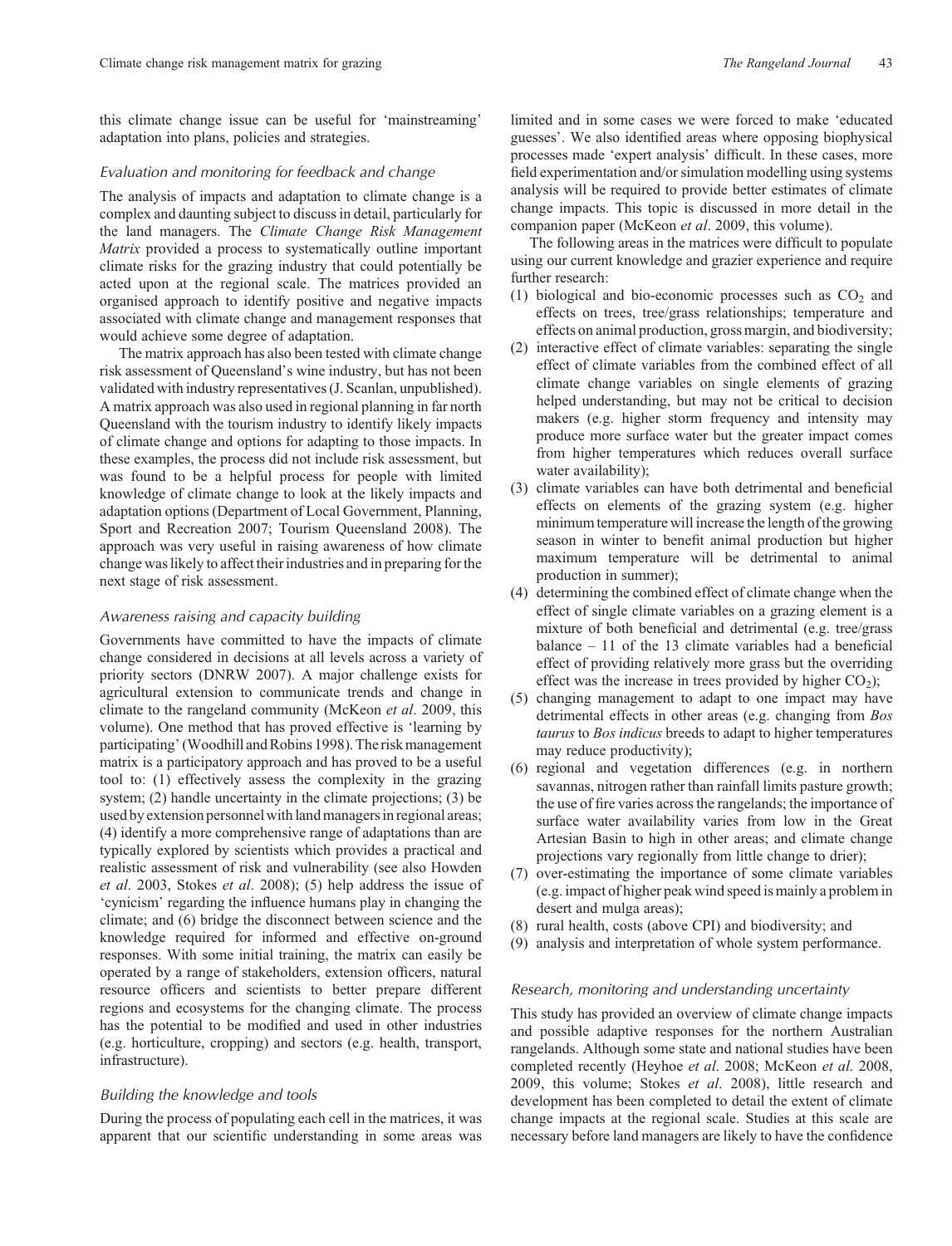this climate change issue can be useful for 'mainstreaming' adaptation into plans, policies and strategies.

### *Evaluation and monitoring for feedback and change*

The analysis of impacts and adaptation to climate change is a complex and daunting subject to discuss in detail, particularly for the land managers. The *Climate Change Risk Management Matrix* provided a process to systematically outline important climate risks for the grazing industry that could potentially be acted upon at the regional scale. The matrices provided an organised approach to identify positive and negative impacts associated with climate change and management responses that would achieve some degree of adaptation.

The matrix approach has also been tested with climate change risk assessment of Queensland's wine industry, but has not been validated with industry representatives (J. Scanlan, unpublished). A matrix approach was also used in regional planning in far north Queensland with the tourism industry to identify likely impacts of climate change and options for adapting to those impacts. In these examples, the process did not include risk assessment, but was found to be a helpful process for people with limited knowledge of climate change to look at the likely impacts and adaptation options (Department of Local Government, Planning, Sport and Recreation 2007; Tourism Queensland 2008). The approach was very useful in raising awareness of how climate change was likely to affect their industries and in preparing for the next stage of risk assessment.

### *Awareness raising and capacity building*

Governments have committed to have the impacts of climate change considered in decisions at all levels across a variety of priority sectors (DNRW 2007). A major challenge exists for agricultural extension to communicate trends and change in climate to the rangeland community (McKeon *et al*. 2009, this volume). One method that has proved effective is 'learning by participating' (Woodhill and Robins 1998). The risk management matrix is a participatory approach and has proved to be a useful tool to: (1) effectively assess the complexity in the grazing system; (2) handle uncertainty in the climate projections; (3) be used by extension personnel with land managers in regional areas; (4) identify a more comprehensive range of adaptations than are typically explored by scientists which provides a practical and realistic assessment of risk and vulnerability (see also Howden *et al*. 2003, Stokes *et al*. 2008); (5) help address the issue of 'cynicism' regarding the influence humans play in changing the climate; and (6) bridge the disconnect between science and the knowledge required for informed and effective on-ground responses. With some initial training, the matrix can easily be operated by a range of stakeholders, extension officers, natural resource officers and scientists to better prepare different regions and ecosystems for the changing climate. The process has the potential to be modified and used in other industries (e.g. horticulture, cropping) and sectors (e.g. health, transport, infrastructure).

### *Building the knowledge and tools*

During the process of populating each cell in the matrices, it was apparent that our scientific understanding in some areas was limited and in some cases we were forced to make 'educated guesses'. We also identified areas where opposing biophysical processes made 'expert analysis' difficult. In these cases, more field experimentation and/or simulation modelling using systems analysis will be required to provide better estimates of climate change impacts. This topic is discussed in more detail in the companion paper (McKeon *et al*. 2009, this volume).

The following areas in the matrices were difficult to populate using our current knowledge and grazier experience and require further research:

(1) biological and bio-economic processes such as $CO_2$ and effects on trees, tree/grass relationships; temperature and effects on animal production, gross margin, and biodiversity;
(2) interactive effect of climate variables: separating the single effect of climate variables from the combined effect of all climate change variables on single elements of grazing helped understanding, but may not be critical to decision makers (e.g. higher storm frequency and intensity may produce more surface water but the greater impact comes from higher temperatures which reduces overall surface water availability);
(3) climate variables can have both detrimental and beneficial effects on elements of the grazing system (e.g. higher minimum temperature will increase the length of the growing season in winter to benefit animal production but higher maximum temperature will be detrimental to animal production in summer);
(4) determining the combined effect of climate change when the effect of single climate variables on a grazing element is a mixture of both beneficial and detrimental (e.g. tree/grass balance – 11 of the 13 climate variables had a beneficial effect of providing relatively more grass but the overriding effect was the increase in trees provided by higher $CO_2$);
(5) changing management to adapt to one impact may have detrimental effects in other areas (e.g. changing from *Bos taurus* to *Bos indicus* breeds to adapt to higher temperatures may reduce productivity);
(6) regional and vegetation differences (e.g. in northern savannas, nitrogen rather than rainfall limits pasture growth; the use of fire varies across the rangelands; the importance of surface water availability varies from low in the Great Artesian Basin to high in other areas; and climate change projections vary regionally from little change to drier);
(7) over-estimating the importance of some climate variables (e.g. impact of higher peak wind speed is mainly a problem in desert and mulga areas);
(8) rural health, costs (above CPI) and biodiversity; and
(9) analysis and interpretation of whole system performance.

### *Research, monitoring and understanding uncertainty*

This study has provided an overview of climate change impacts and possible adaptive responses for the northern Australian rangelands. Although some state and national studies have been completed recently (Heyhoe *et al*. 2008; McKeon *et al*. 2008, 2009, this volume; Stokes *et al*. 2008), little research and development has been completed to detail the extent of climate change impacts at the regional scale. Studies at this scale are necessary before land managers are likely to have the confidence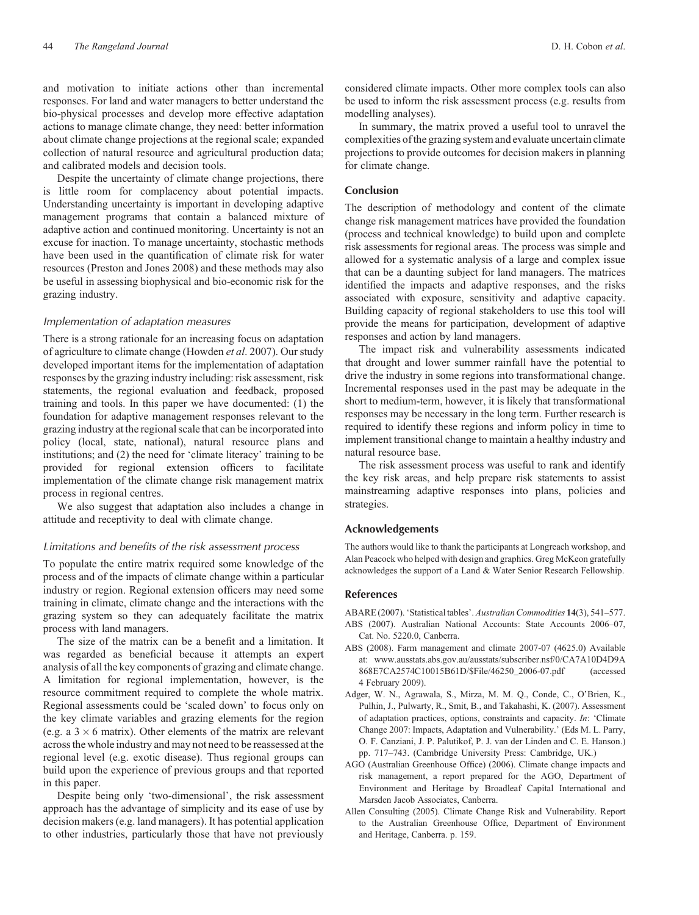and motivation to initiate actions other than incremental responses. For land and water managers to better understand the bio-physical processes and develop more effective adaptation actions to manage climate change, they need: better information about climate change projections at the regional scale; expanded collection of natural resource and agricultural production data; and calibrated models and decision tools.

Despite the uncertainty of climate change projections, there is little room for complacency about potential impacts. Understanding uncertainty is important in developing adaptive management programs that contain a balanced mixture of adaptive action and continued monitoring. Uncertainty is not an excuse for inaction. To manage uncertainty, stochastic methods have been used in the quantification of climate risk for water resources (Preston and Jones 2008) and these methods may also be useful in assessing biophysical and bio-economic risk for the grazing industry.

### Implementation of adaptation measures

There is a strong rationale for an increasing focus on adaptation of agriculture to climate change (Howden *et al*. 2007). Our study developed important items for the implementation of adaptation responses by the grazing industry including: risk assessment, risk statements, the regional evaluation and feedback, proposed training and tools. In this paper we have documented: (1) the foundation for adaptive management responses relevant to the grazing industry at the regional scale that can be incorporated into policy (local, state, national), natural resource plans and institutions; and (2) the need for 'climate literacy' training to be provided for regional extension officers to facilitate implementation of the climate change risk management matrix process in regional centres.

We also suggest that adaptation also includes a change in attitude and receptivity to deal with climate change.

### Limitations and benefits of the risk assessment process

To populate the entire matrix required some knowledge of the process and of the impacts of climate change within a particular industry or region. Regional extension officers may need some training in climate, climate change and the interactions with the grazing system so they can adequately facilitate the matrix process with land managers.

The size of the matrix can be a benefit and a limitation. It was regarded as beneficial because it attempts an expert analysis of all the key components of grazing and climate change. A limitation for regional implementation, however, is the resource commitment required to complete the whole matrix. Regional assessments could be 'scaled down' to focus only on the key climate variables and grazing elements for the region (e.g. a $3 \times 6$ matrix). Other elements of the matrix are relevant across the whole industry and may not need to be reassessed at the regional level (e.g. exotic disease). Thus regional groups can build upon the experience of previous groups and that reported in this paper.

Despite being only 'two-dimensional', the risk assessment approach has the advantage of simplicity and its ease of use by decision makers (e.g. land managers). It has potential application to other industries, particularly those that have not previously considered climate impacts. Other more complex tools can also be used to inform the risk assessment process (e.g. results from modelling analyses).

In summary, the matrix proved a useful tool to unravel the complexities of the grazing system and evaluate uncertain climate projections to provide outcomes for decision makers in planning for climate change.

## Conclusion

The description of methodology and content of the climate change risk management matrices have provided the foundation (process and technical knowledge) to build upon and complete risk assessments for regional areas. The process was simple and allowed for a systematic analysis of a large and complex issue that can be a daunting subject for land managers. The matrices identified the impacts and adaptive responses, and the risks associated with exposure, sensitivity and adaptive capacity. Building capacity of regional stakeholders to use this tool will provide the means for participation, development of adaptive responses and action by land managers.

The impact risk and vulnerability assessments indicated that drought and lower summer rainfall have the potential to drive the industry in some regions into transformational change. Incremental responses used in the past may be adequate in the short to medium-term, however, it is likely that transformational responses may be necessary in the long term. Further research is required to identify these regions and inform policy in time to implement transitional change to maintain a healthy industry and natural resource base.

The risk assessment process was useful to rank and identify the key risk areas, and help prepare risk statements to assist mainstreaming adaptive responses into plans, policies and strategies.

## Acknowledgements

The authors would like to thank the participants at Longreach workshop, and Alan Peacock who helped with design and graphics. Greg McKeon gratefully acknowledges the support of a Land & Water Senior Research Fellowship.

## References

ABARE (2007). 'Statistical tables'. *Australian Commodities* **14**(3), 541–577.

ABS (2007). Australian National Accounts: State Accounts 2006–07, Cat. No. 5220.0, Canberra.

ABS (2008). Farm management and climate 2007-07 (4625.0) Available at: www.ausstats.abs.gov.au/ausstats/subscriber.nsf/0/CA7A10D4D9A868E7CA2574C10015B61D/$File/46250_2006-07.pdf (accessed 4 February 2009).

Adger, W. N., Agrawala, S., Mirza, M. M. Q., Conde, C., O'Brien, K., Pulhin, J., Pulwarty, R., Smit, B., and Takahashi, K. (2007). Assessment of adaptation practices, options, constraints and capacity. *In*: 'Climate Change 2007: Impacts, Adaptation and Vulnerability.' (Eds M. L. Parry, O. F. Canziani, J. P. Palutikof, P. J. van der Linden and C. E. Hanson.) pp. 717–743. (Cambridge University Press: Cambridge, UK.)

AGO (Australian Greenhouse Office) (2006). Climate change impacts and risk management, a report prepared for the AGO, Department of Environment and Heritage by Broadleaf Capital International and Marsden Jacob Associates, Canberra.

Allen Consulting (2005). Climate Change Risk and Vulnerability. Report to the Australian Greenhouse Office, Department of Environment and Heritage, Canberra. p. 159.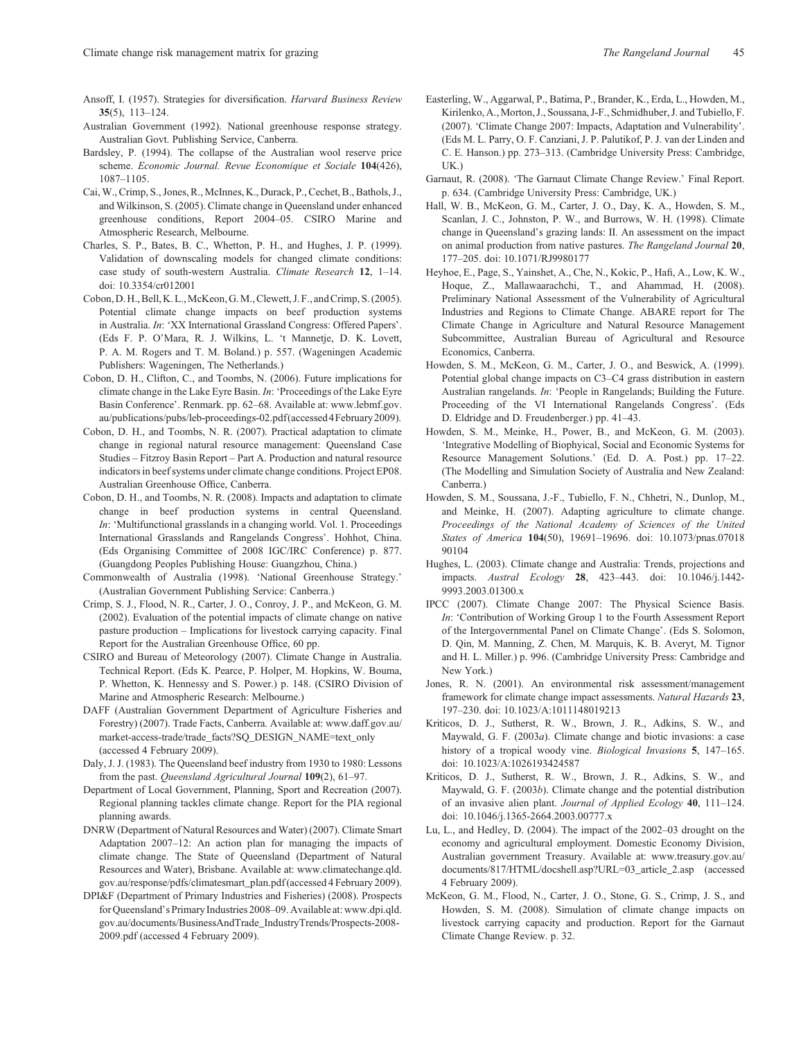Ansoff, I. (1957). Strategies for diversification. *Harvard Business Review* **35**(5), 113–124.

Australian Government (1992). National greenhouse response strategy. Australian Govt. Publishing Service, Canberra.

Bardsley, P. (1994). The collapse of the Australian wool reserve price scheme. *Economic Journal. Revue Economique et Sociale* **104**(426), 1087–1105.

Cai, W., Crimp, S., Jones, R., McInnes, K., Durack, P., Cechet, B., Bathols, J., and Wilkinson, S. (2005). Climate change in Queensland under enhanced greenhouse conditions, Report 2004–05. CSIRO Marine and Atmospheric Research, Melbourne.

Charles, S. P., Bates, B. C., Whetton, P. H., and Hughes, J. P. (1999). Validation of downscaling models for changed climate conditions: case study of south-western Australia. *Climate Research* **12**, 1–14. doi: 10.3354/cr012001

Cobon, D. H., Bell, K. L., McKeon, G. M., Clewett, J. F., and Crimp, S. (2005). Potential climate change impacts on beef production systems in Australia. *In*: 'XX International Grassland Congress: Offered Papers'. (Eds F. P. O'Mara, R. J. Wilkins, L. 't Mannetje, D. K. Lovett, P. A. M. Rogers and T. M. Boland.) p. 557. (Wageningen Academic Publishers: Wageningen, The Netherlands.)

Cobon, D. H., Clifton, C., and Toombs, N. (2006). Future implications for climate change in the Lake Eyre Basin. *In*: 'Proceedings of the Lake Eyre Basin Conference'. Renmark. pp. 62–68. Available at: www.lebmf.gov.au/publications/pubs/leb-proceedings-02.pdf(accessed 4 February 2009).

Cobon, D. H., and Toombs, N. R. (2007). Practical adaptation to climate change in regional natural resource management: Queensland Case Studies – Fitzroy Basin Report – Part A. Production and natural resource indicators in beef systems under climate change conditions. Project EP08. Australian Greenhouse Office, Canberra.

Cobon, D. H., and Toombs, N. R. (2008). Impacts and adaptation to climate change in beef production systems in central Queensland. *In*: 'Multifunctional grasslands in a changing world. Vol. 1. Proceedings International Grasslands and Rangelands Congress'. Hohhot, China. (Eds Organising Committee of 2008 IGC/IRC Conference) p. 877. (Guangdong Peoples Publishing House: Guangzhou, China.)

Commonwealth of Australia (1998). 'National Greenhouse Strategy.' (Australian Government Publishing Service: Canberra.)

Crimp, S. J., Flood, N. R., Carter, J. O., Conroy, J. P., and McKeon, G. M. (2002). Evaluation of the potential impacts of climate change on native pasture production – Implications for livestock carrying capacity. Final Report for the Australian Greenhouse Office, 60 pp.

CSIRO and Bureau of Meteorology (2007). Climate Change in Australia. Technical Report. (Eds K. Pearce, P. Holper, M. Hopkins, W. Bouma, P. Whetton, K. Hennessy and S. Power.) p. 148. (CSIRO Division of Marine and Atmospheric Research: Melbourne.)

DAFF (Australian Government Department of Agriculture Fisheries and Forestry) (2007). Trade Facts, Canberra. Available at: www.daff.gov.au/market-access-trade/trade_facts?SQ_DESIGN_NAME=text_only (accessed 4 February 2009).

Daly, J. J. (1983). The Queensland beef industry from 1930 to 1980: Lessons from the past. *Queensland Agricultural Journal* **109**(2), 61–97.

Department of Local Government, Planning, Sport and Recreation (2007). Regional planning tackles climate change. Report for the PIA regional planning awards.

DNRW (Department of Natural Resources and Water) (2007). Climate Smart Adaptation 2007–12: An action plan for managing the impacts of climate change. The State of Queensland (Department of Natural Resources and Water), Brisbane. Available at: www.climatechange.qld.gov.au/response/pdfs/climatesmart_plan.pdf (accessed 4 February 2009).

DPI&F (Department of Primary Industries and Fisheries) (2008). Prospects for Queensland's Primary Industries 2008–09. Available at: www.dpi.qld.gov.au/documents/BusinessAndTrade_IndustryTrends/Prospects-2008-2009.pdf (accessed 4 February 2009).

Easterling, W., Aggarwal, P., Batima, P., Brander, K., Erda, L., Howden, M., Kirilenko, A., Morton, J., Soussana, J-F., Schmidhuber, J. and Tubiello, F. (2007). 'Climate Change 2007: Impacts, Adaptation and Vulnerability'. (Eds M. L. Parry, O. F. Canziani, J. P. Palutikof, P. J. van der Linden and C. E. Hanson.) pp. 273–313. (Cambridge University Press: Cambridge, UK.)

Garnaut, R. (2008). 'The Garnaut Climate Change Review.' Final Report. p. 634. (Cambridge University Press: Cambridge, UK.)

Hall, W. B., McKeon, G. M., Carter, J. O., Day, K. A., Howden, S. M., Scanlan, J. C., Johnston, P. W., and Burrows, W. H. (1998). Climate change in Queensland's grazing lands: II. An assessment on the impact on animal production from native pastures. *The Rangeland Journal* **20**, 177–205. doi: 10.1071/RJ9980177

Heyhoe, E., Page, S., Yainshet, A., Che, N., Kokic, P., Hafi, A., Low, K. W., Hoque, Z., Mallawaarachchi, T., and Ahammad, H. (2008). Preliminary National Assessment of the Vulnerability of Agricultural Industries and Regions to Climate Change. ABARE report for The Climate Change in Agriculture and Natural Resource Management Subcommittee, Australian Bureau of Agricultural and Resource Economics, Canberra.

Howden, S. M., McKeon, G. M., Carter, J. O., and Beswick, A. (1999). Potential global change impacts on C3–C4 grass distribution in eastern Australian rangelands. *In*: 'People in Rangelands; Building the Future. Proceeding of the VI International Rangelands Congress'. (Eds D. Eldridge and D. Freudenberger.) pp. 41–43.

Howden, S. M., Meinke, H., Power, B., and McKeon, G. M. (2003). 'Integrative Modelling of Biophyical, Social and Economic Systems for Resource Management Solutions.' (Ed. D. A. Post.) pp. 17–22. (The Modelling and Simulation Society of Australia and New Zealand: Canberra.)

Howden, S. M., Soussana, J.-F., Tubiello, F. N., Chhetri, N., Dunlop, M., and Meinke, H. (2007). Adapting agriculture to climate change. *Proceedings of the National Academy of Sciences of the United States of America* **104**(50), 19691–19696. doi: 10.1073/pnas.0701890104

Hughes, L. (2003). Climate change and Australia: Trends, projections and impacts. *Austral Ecology* **28**, 423–443. doi: 10.1046/j.1442-9993.2003.01300.x

IPCC (2007). Climate Change 2007: The Physical Science Basis. *In*: 'Contribution of Working Group 1 to the Fourth Assessment Report of the Intergovernmental Panel on Climate Change'. (Eds S. Solomon, D. Qin, M. Manning, Z. Chen, M. Marquis, K. B. Averyt, M. Tignor and H. L. Miller.) p. 996. (Cambridge University Press: Cambridge and New York.)

Jones, R. N. (2001). An environmental risk assessment/management framework for climate change impact assessments. *Natural Hazards* **23**, 197–230. doi: 10.1023/A:1011148019213

Kriticos, D. J., Sutherst, R. W., Brown, J. R., Adkins, S. W., and Maywald, G. F. (2003*a*). Climate change and biotic invasions: a case history of a tropical woody vine. *Biological Invasions* **5**, 147–165. doi: 10.1023/A:1026193424587

Kriticos, D. J., Sutherst, R. W., Brown, J. R., Adkins, S. W., and Maywald, G. F. (2003*b*). Climate change and the potential distribution of an invasive alien plant. *Journal of Applied Ecology* **40**, 111–124. doi: 10.1046/j.1365-2664.2003.00777.x

Lu, L., and Hedley, D. (2004). The impact of the 2002–03 drought on the economy and agricultural employment. Domestic Economy Division, Australian government Treasury. Available at: www.treasury.gov.au/documents/817/HTML/docshell.asp?URL=03_article_2.asp (accessed 4 February 2009).

McKeon, G. M., Flood, N., Carter, J. O., Stone, G. S., Crimp, J. S., and Howden, S. M. (2008). Simulation of climate change impacts on livestock carrying capacity and production. Report for the Garnaut Climate Change Review. p. 32.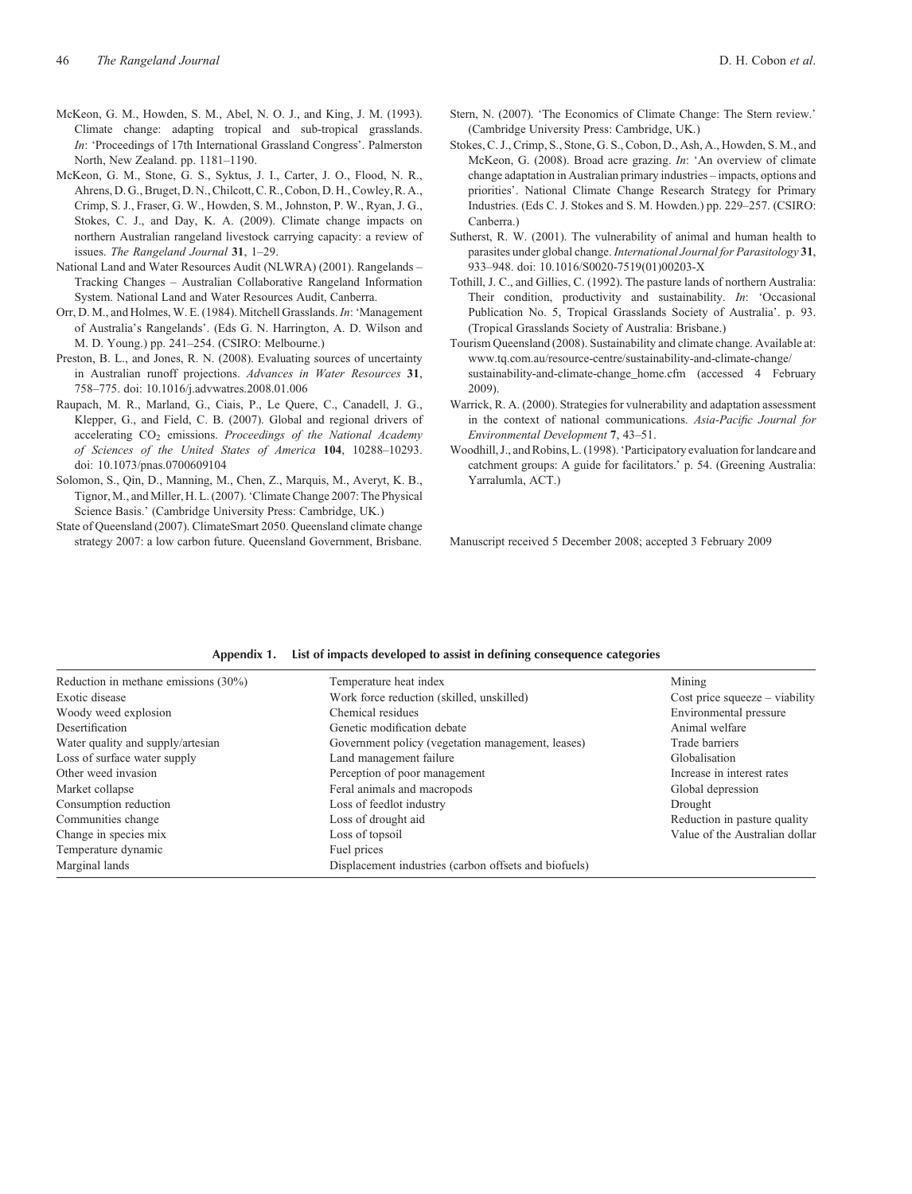McKeon, G. M., Howden, S. M., Abel, N. O. J., and King, J. M. (1993). Climate change: adapting tropical and sub-tropical grasslands. *In*: 'Proceedings of 17th International Grassland Congress'. Palmerston North, New Zealand. pp. 1181–1190.

McKeon, G. M., Stone, G. S., Syktus, J. I., Carter, J. O., Flood, N. R., Ahrens, D. G., Bruget, D. N., Chilcott, C. R., Cobon, D. H., Cowley, R. A., Crimp, S. J., Fraser, G. W., Howden, S. M., Johnston, P. W., Ryan, J. G., Stokes, C. J., and Day, K. A. (2009). Climate change impacts on northern Australian rangeland livestock carrying capacity: a review of issues. *The Rangeland Journal* **31**, 1–29.

National Land and Water Resources Audit (NLWRA) (2001). Rangelands – Tracking Changes – Australian Collaborative Rangeland Information System. National Land and Water Resources Audit, Canberra.

Orr, D. M., and Holmes, W. E. (1984). Mitchell Grasslands. *In*: 'Management of Australia's Rangelands'. (Eds G. N. Harrington, A. D. Wilson and M. D. Young.) pp. 241–254. (CSIRO: Melbourne.)

Preston, B. L., and Jones, R. N. (2008). Evaluating sources of uncertainty in Australian runoff projections. *Advances in Water Resources* **31**, 758–775. doi: 10.1016/j.advwatres.2008.01.006

Raupach, M. R., Marland, G., Ciais, P., Le Quere, C., Canadell, J. G., Klepper, G., and Field, C. B. (2007). Global and regional drivers of accelerating $CO_2$ emissions. *Proceedings of the National Academy of Sciences of the United States of America* **104**, 10288–10293. doi: 10.1073/pnas.0700609104

Solomon, S., Qin, D., Manning, M., Chen, Z., Marquis, M., Averyt, K. B., Tignor, M., and Miller, H. L. (2007). 'Climate Change 2007: The Physical Science Basis.' (Cambridge University Press: Cambridge, UK.)

State of Queensland (2007). ClimateSmart 2050. Queensland climate change strategy 2007: a low carbon future. Queensland Government, Brisbane.

Stern, N. (2007). 'The Economics of Climate Change: The Stern review.' (Cambridge University Press: Cambridge, UK.)

Stokes, C. J., Crimp, S., Stone, G. S., Cobon, D., Ash, A., Howden, S. M., and McKeon, G. (2008). Broad acre grazing. *In*: 'An overview of climate change adaptation in Australian primary industries – impacts, options and priorities'. National Climate Change Research Strategy for Primary Industries. (Eds C. J. Stokes and S. M. Howden.) pp. 229–257. (CSIRO: Canberra.)

Sutherst, R. W. (2001). The vulnerability of animal and human health to parasites under global change. *International Journal for Parasitology* **31**, 933–948. doi: 10.1016/S0020-7519(01)00203-X

Tothill, J. C., and Gillies, C. (1992). The pasture lands of northern Australia: Their condition, productivity and sustainability. *In*: 'Occasional Publication No. 5, Tropical Grasslands Society of Australia'. p. 93. (Tropical Grasslands Society of Australia: Brisbane.)

Tourism Queensland (2008). Sustainability and climate change. Available at: www.tq.com.au/resource-centre/sustainability-and-climate-change/sustainability-and-climate-change_home.cfm (accessed 4 February 2009).

Warrick, R. A. (2000). Strategies for vulnerability and adaptation assessment in the context of national communications. *Asia-Pacific Journal for Environmental Development* **7**, 43–51.

Woodhill, J., and Robins, L. (1998). 'Participatory evaluation for landcare and catchment groups: A guide for facilitators.' p. 54. (Greening Australia: Yarralumla, ACT.)

Manuscript received 5 December 2008; accepted 3 February 2009

**Appendix 1. List of impacts developed to assist in defining consequence categories**

| | | |
|---|---|---|
| Reduction in methane emissions (30%) | Temperature heat index | Mining |
| Exotic disease | Work force reduction (skilled, unskilled) | Cost price squeeze – viability |
| Woody weed explosion | Chemical residues | Environmental pressure |
| Desertification | Genetic modification debate | Animal welfare |
| Water quality and supply/artesian | Government policy (vegetation management, leases) | Trade barriers |
| Loss of surface water supply | Land management failure | Globalisation |
| Other weed invasion | Perception of poor management | Increase in interest rates |
| Market collapse | Feral animals and macropods | Global depression |
| Consumption reduction | Loss of feedlot industry | Drought |
| Communities change | Loss of drought aid | Reduction in pasture quality |
| Change in species mix | Loss of topsoil | Value of the Australian dollar |
| Temperature dynamic | Fuel prices | |
| Marginal lands | Displacement industries (carbon offsets and biofuels) | |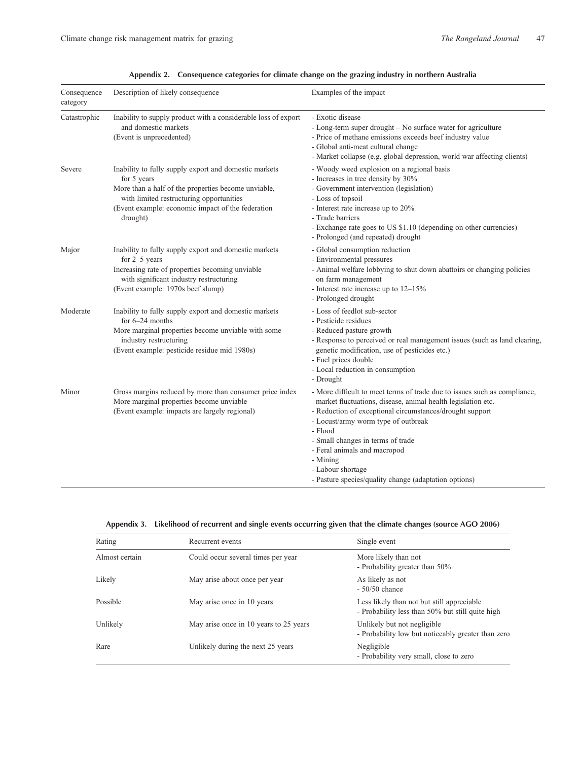**Appendix 2. Consequence categories for climate change on the grazing industry in northern Australia**

| Consequence category | Description of likely consequence | Examples of the impact |
|---|---|---|
| Catastrophic | Inability to supply product with a considerable loss of export and domestic markets<br>(Event is unprecedented) | - Exotic disease<br>- Long-term super drought – No surface water for agriculture<br>- Price of methane emissions exceeds beef industry value<br>- Global anti-meat cultural change<br>- Market collapse (e.g. global depression, world war affecting clients) |
| Severe | Inability to fully supply export and domestic markets for 5 years<br>More than a half of the properties become unviable, with limited restructuring opportunities<br>(Event example: economic impact of the federation drought) | - Woody weed explosion on a regional basis<br>- Increases in tree density by 30%<br>- Government intervention (legislation)<br>- Loss of topsoil<br>- Interest rate increase up to 20%<br>- Trade barriers<br>- Exchange rate goes to US $1.10 (depending on other currencies)<br>- Prolonged (and repeated) drought |
| Major | Inability to fully supply export and domestic markets for 2–5 years<br>Increasing rate of properties becoming unviable with significant industry restructuring<br>(Event example: 1970s beef slump) | - Global consumption reduction<br>- Environmental pressures<br>- Animal welfare lobbying to shut down abattoirs or changing policies on farm management<br>- Interest rate increase up to 12–15%<br>- Prolonged drought |
| Moderate | Inability to fully supply export and domestic markets for 6–24 months<br>More marginal properties become unviable with some industry restructuring<br>(Event example: pesticide residue mid 1980s) | - Loss of feedlot sub-sector<br>- Pesticide residues<br>- Reduced pasture growth<br>- Response to perceived or real management issues (such as land clearing, genetic modification, use of pesticides etc.)<br>- Fuel prices double<br>- Local reduction in consumption<br>- Drought |
| Minor | Gross margins reduced by more than consumer price index<br>More marginal properties become unviable<br>(Event example: impacts are largely regional) | - More difficult to meet terms of trade due to issues such as compliance, market fluctuations, disease, animal health legislation etc.<br>- Reduction of exceptional circumstances/drought support<br>- Locust/army worm type of outbreak<br>- Flood<br>- Small changes in terms of trade<br>- Feral animals and macropod<br>- Mining<br>- Labour shortage<br>- Pasture species/quality change (adaptation options) |

**Appendix 3. Likelihood of recurrent and single events occurring given that the climate changes (source AGO 2006)**

| Rating | Recurrent events | Single event |
|---|---|---|
| Almost certain | Could occur several times per year | More likely than not<br>- Probability greater than 50% |
| Likely | May arise about once per year | As likely as not<br>- 50/50 chance |
| Possible | May arise once in 10 years | Less likely than not but still appreciable<br>- Probability less than 50% but still quite high |
| Unlikely | May arise once in 10 years to 25 years | Unlikely but not negligible<br>- Probability low but noticeably greater than zero |
| Rare | Unlikely during the next 25 years | Negligible<br>- Probability very small, close to zero |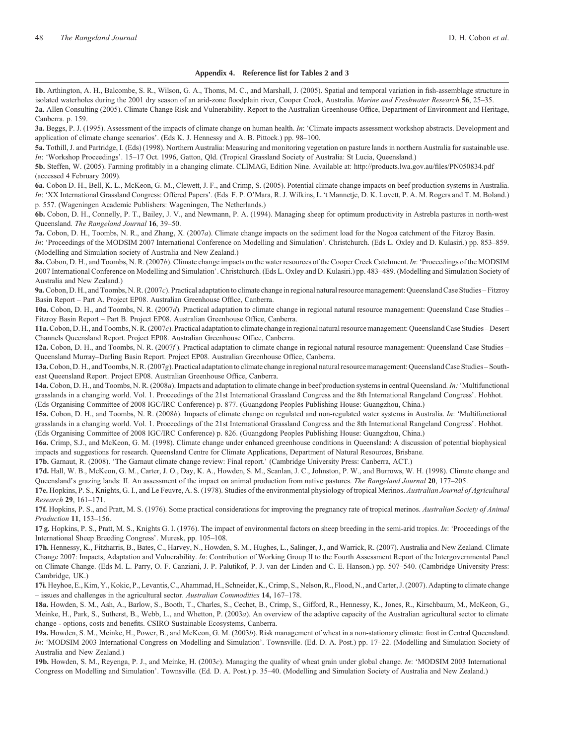## Appendix 4. Reference list for Tables 2 and 3

**1b.** Arthington, A. H., Balcombe, S. R., Wilson, G. A., Thoms, M. C., and Marshall, J. (2005). Spatial and temporal variation in fish-assemblage structure in isolated waterholes during the 2001 dry season of an arid-zone floodplain river, Cooper Creek, Australia. *Marine and Freshwater Research* **56**, 25–35.

**2a.** Allen Consulting (2005). Climate Change Risk and Vulnerability. Report to the Australian Greenhouse Office, Department of Environment and Heritage, Canberra. p. 159.

**3a.** Beggs, P. J. (1995). Assessment of the impacts of climate change on human health. *In*: 'Climate impacts assessment workshop abstracts. Development and application of climate change scenarios'. (Eds K. J. Hennessy and A. B. Pittock.) pp. 98–100.

**5a.** Tothill, J. and Partridge, I. (Eds) (1998). Northern Australia: Measuring and monitoring vegetation on pasture lands in northern Australia for sustainable use. *In*: 'Workshop Proceedings'. 15–17 Oct. 1996, Gatton, Qld. (Tropical Grassland Society of Australia: St Lucia, Queensland.)

**5b.** Steffen, W. (2005). Farming profitably in a changing climate. CLIMAG, Edition Nine. Available at: http://products.lwa.gov.au/files/PN050834.pdf (accessed 4 February 2009).

**6a.** Cobon D. H., Bell, K. L., McKeon, G. M., Clewett, J. F., and Crimp, S. (2005). Potential climate change impacts on beef production systems in Australia. *In*: 'XX International Grassland Congress: Offered Papers'. (Eds F. P. O'Mara, R. J. Wilkins, L.'t Mannetje, D. K. Lovett, P. A. M. Rogers and T. M. Boland.) p. 557. (Wageningen Academic Publishers: Wageningen, The Netherlands.)

**6b.** Cobon, D. H., Connelly, P. T., Bailey, J. V., and Newmann, P. A. (1994). Managing sheep for optimum productivity in Astrebla pastures in north-west Queensland. *The Rangeland Journal* **16**, 39–50.

**7a.** Cobon, D. H., Toombs, N. R., and Zhang, X. (2007*a*). Climate change impacts on the sediment load for the Nogoa catchment of the Fitzroy Basin. *In*: 'Proceedings of the MODSIM 2007 International Conference on Modelling and Simulation'. Christchurch. (Eds L. Oxley and D. Kulasiri.) pp. 853–859. (Modelling and Simulation society of Australia and New Zealand.)

**8a.** Cobon, D. H., and Toombs, N. R. (2007*b*). Climate change impacts on the water resources of the Cooper Creek Catchment. *In*: 'Proceedings of the MODSIM 2007 International Conference on Modelling and Simulation'. Christchurch. (Eds L. Oxley and D. Kulasiri.) pp. 483–489. (Modelling and Simulation Society of Australia and New Zealand.)

**9a.** Cobon, D. H., and Toombs, N. R. (2007*c*). Practical adaptation to climate change in regional natural resource management: Queensland Case Studies – Fitzroy Basin Report – Part A. Project EP08. Australian Greenhouse Office, Canberra.

**10a.** Cobon, D. H., and Toombs, N. R. (2007*d*). Practical adaptation to climate change in regional natural resource management: Queensland Case Studies – Fitzroy Basin Report – Part B. Project EP08. Australian Greenhouse Office, Canberra.

**11a.** Cobon, D. H., and Toombs, N. R. (2007*e*). Practical adaptation to climate change in regional natural resource management: Queensland Case Studies – Desert Channels Queensland Report. Project EP08. Australian Greenhouse Office, Canberra.

**12a.** Cobon, D. H., and Toombs, N. R. (2007*f*). Practical adaptation to climate change in regional natural resource management: Queensland Case Studies – Queensland Murray–Darling Basin Report. Project EP08. Australian Greenhouse Office, Canberra.

**13a.** Cobon, D. H., and Toombs, N. R. (2007*g*). Practical adaptation to climate change in regional natural resource management: Queensland Case Studies – South-east Queensland Report. Project EP08. Australian Greenhouse Office, Canberra.

**14a.** Cobon, D. H., and Toombs, N. R. (2008*a*). Impacts and adaptation to climate change in beef production systems in central Queensland. *In:* 'Multifunctional grasslands in a changing world. Vol. 1. Proceedings of the 21st International Grassland Congress and the 8th International Rangeland Congress'. Hohhot. (Eds Organising Committee of 2008 IGC/IRC Conference) p. 877. (Guangdong Peoples Publishing House: Guangzhou, China.)

**15a.** Cobon, D. H., and Toombs, N. R. (2008*b*). Impacts of climate change on regulated and non-regulated water systems in Australia. *In*: 'Multifunctional grasslands in a changing world. Vol. 1. Proceedings of the 21st International Grassland Congress and the 8th International Rangeland Congress'. Hohhot. (Eds Organising Committee of 2008 IGC/IRC Conference) p. 826. (Guangdong Peoples Publishing House: Guangzhou, China.)

**16a.** Crimp, S.J., and McKeon, G. M. (1998). Climate change under enhanced greenhouse conditions in Queensland: A discussion of potential biophysical impacts and suggestions for research. Queensland Centre for Climate Applications, Department of Natural Resources, Brisbane.

**17b.** Garnaut, R. (2008). 'The Garnaut climate change review: Final report.' (Cambridge University Press: Canberra, ACT.)

**17d.** Hall, W. B., McKeon, G. M., Carter, J. O., Day, K. A., Howden, S. M., Scanlan, J. C., Johnston, P. W., and Burrows, W. H. (1998). Climate change and Queensland's grazing lands: II. An assessment of the impact on animal production from native pastures. *The Rangeland Journal* **20**, 177–205.

**17e.** Hopkins, P. S., Knights, G. I., and Le Feuvre, A. S. (1978). Studies of the environmental physiology of tropical Merinos. *Australian Journal of Agricultural Research* **29**, 161–171.

**17f.** Hopkins, P. S., and Pratt, M. S. (1976). Some practical considerations for improving the pregnancy rate of tropical merinos. *Australian Society of Animal Production* **11**, 153–156.

**17 g.** Hopkins, P. S., Pratt, M. S., Knights G. I. (1976). The impact of environmental factors on sheep breeding in the semi-arid tropics. *In*: 'Proceedings of the International Sheep Breeding Congress'. Muresk, pp. 105–108.

**17h.** Hennessy, K., Fitzharris, B., Bates, C., Harvey, N., Howden, S. M., Hughes, L., Salinger, J., and Warrick, R. (2007). Australia and New Zealand. Climate Change 2007: Impacts, Adaptation and Vulnerability. *In*: Contribution of Working Group II to the Fourth Assessment Report of the Intergovernmental Panel on Climate Change. (Eds M. L. Parry, O. F. Canziani, J. P. Palutikof, P. J. van der Linden and C. E. Hanson.) pp. 507–540. (Cambridge University Press: Cambridge, UK.)

**17i.** Heyhoe, E., Kim, Y., Kokic, P., Levantis, C., Ahammad, H., Schneider, K., Crimp, S., Nelson, R., Flood, N., and Carter, J. (2007). Adapting to climate change – issues and challenges in the agricultural sector. *Australian Commodities* **14,** 167–178.

**18a.** Howden, S. M., Ash, A., Barlow, S., Booth, T., Charles, S., Cechet, B., Crimp, S., Gifford, R., Hennessy, K., Jones, R., Kirschbaum, M., McKeon, G., Meinke, H., Park, S., Sutherst, B., Webb, L., and Whetton, P. (2003*a*). An overview of the adaptive capacity of the Australian agricultural sector to climate change - options, costs and benefits. CSIRO Sustainable Ecosystems, Canberra.

**19a.** Howden, S. M., Meinke, H., Power, B., and McKeon, G. M. (2003*b*). Risk management of wheat in a non-stationary climate: frost in Central Queensland. *In*: 'MODSIM 2003 International Congress on Modelling and Simulation'. Townsville. (Ed. D. A. Post.) pp. 17–22. (Modelling and Simulation Society of Australia and New Zealand.)

**19b.** Howden, S. M., Reyenga, P. J., and Meinke, H. (2003*c*). Managing the quality of wheat grain under global change. *In*: 'MODSIM 2003 International Congress on Modelling and Simulation'. Townsville. (Ed. D. A. Post.) p. 35–40. (Modelling and Simulation Society of Australia and New Zealand.)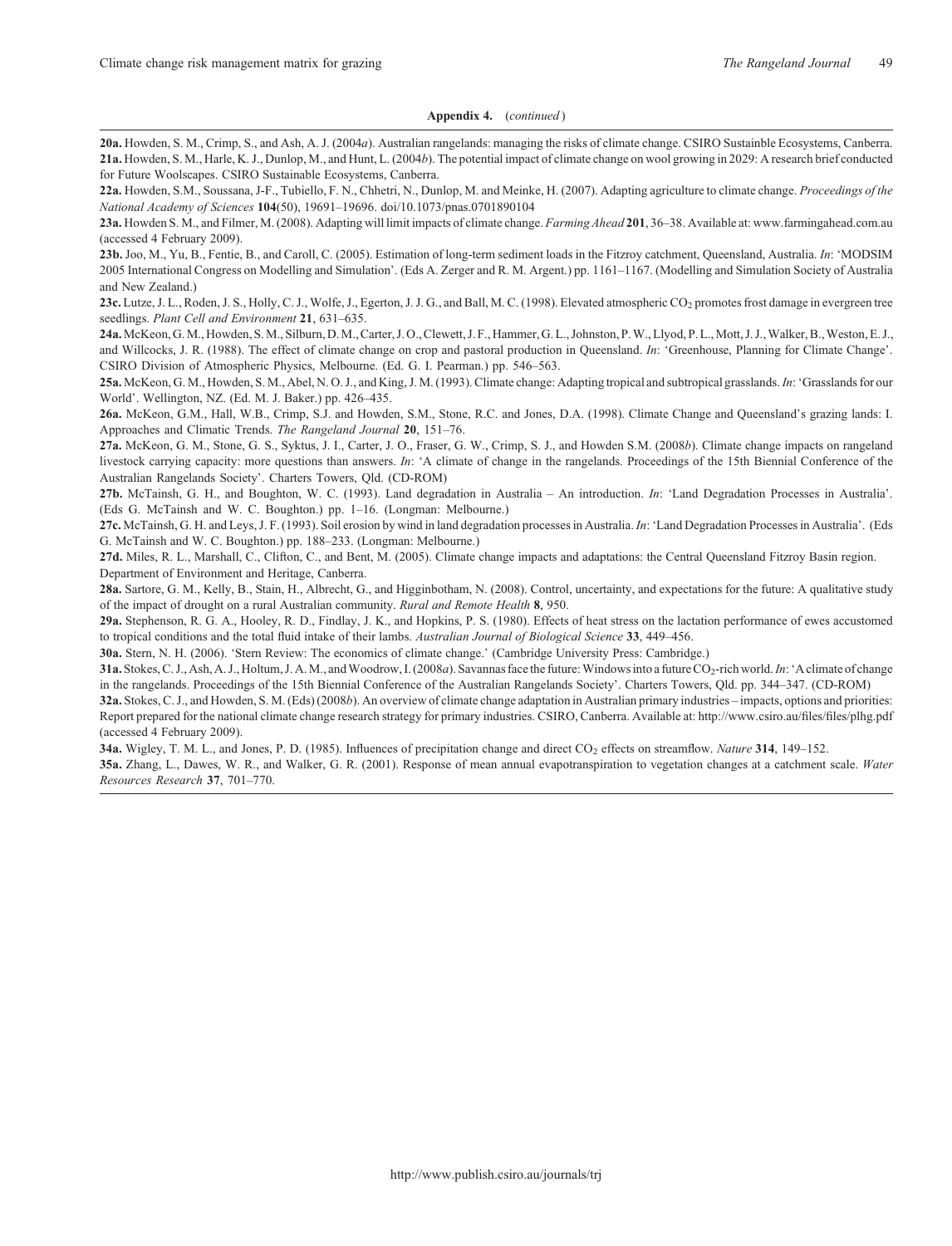**Appendix 4.** (*continued*)

**20a.** Howden, S. M., Crimp, S., and Ash, A. J. (2004*a*). Australian rangelands: managing the risks of climate change. CSIRO Sustainble Ecosystems, Canberra.

**21a.** Howden, S. M., Harle, K. J., Dunlop, M., and Hunt, L. (2004*b*). The potential impact of climate change on wool growing in 2029: A research brief conducted for Future Woolscapes. CSIRO Sustainable Ecosystems, Canberra.

**22a.** Howden, S.M., Soussana, J-F., Tubiello, F. N., Chhetri, N., Dunlop, M. and Meinke, H. (2007). Adapting agriculture to climate change. *Proceedings of the National Academy of Sciences* **104**(50), 19691–19696. doi/10.1073/pnas.0701890104

**23a.** Howden S. M., and Filmer, M. (2008). Adapting will limit impacts of climate change. *Farming Ahead* **201**, 36–38. Available at: www.farmingahead.com.au (accessed 4 February 2009).

**23b.** Joo, M., Yu, B., Fentie, B., and Caroll, C. (2005). Estimation of long-term sediment loads in the Fitzroy catchment, Queensland, Australia. *In*: 'MODSIM 2005 International Congress on Modelling and Simulation'. (Eds A. Zerger and R. M. Argent.) pp. 1161–1167. (Modelling and Simulation Society of Australia and New Zealand.)

**23c.** Lutze, J. L., Roden, J. S., Holly, C. J., Wolfe, J., Egerton, J. J. G., and Ball, M. C. (1998). Elevated atmospheric $CO_2$ promotes frost damage in evergreen tree seedlings. *Plant Cell and Environment* **21**, 631–635.

**24a.** McKeon, G. M., Howden, S. M., Silburn, D. M., Carter, J. O., Clewett, J. F., Hammer, G. L., Johnston, P. W., Llyod, P. L., Mott, J. J., Walker, B., Weston, E. J., and Willcocks, J. R. (1988). The effect of climate change on crop and pastoral production in Queensland. *In*: 'Greenhouse, Planning for Climate Change'. CSIRO Division of Atmospheric Physics, Melbourne. (Ed. G. I. Pearman.) pp. 546–563.

**25a.** McKeon, G. M., Howden, S. M., Abel, N. O. J., and King, J. M. (1993). Climate change: Adapting tropical and subtropical grasslands. *In*: 'Grasslands for our World'. Wellington, NZ. (Ed. M. J. Baker.) pp. 426–435.

**26a.** McKeon, G.M., Hall, W.B., Crimp, S.J. and Howden, S.M., Stone, R.C. and Jones, D.A. (1998). Climate Change and Queensland's grazing lands: I. Approaches and Climatic Trends. *The Rangeland Journal* **20**, 151–76.

**27a.** McKeon, G. M., Stone, G. S., Syktus, J. I., Carter, J. O., Fraser, G. W., Crimp, S. J., and Howden S.M. (2008*b*). Climate change impacts on rangeland livestock carrying capacity: more questions than answers. *In*: 'A climate of change in the rangelands. Proceedings of the 15th Biennial Conference of the Australian Rangelands Society'. Charters Towers, Qld. (CD-ROM)

**27b.** McTainsh, G. H., and Boughton, W. C. (1993). Land degradation in Australia – An introduction. *In*: 'Land Degradation Processes in Australia'. (Eds G. McTainsh and W. C. Boughton.) pp. 1–16. (Longman: Melbourne.)

**27c.** McTainsh, G. H. and Leys, J. F. (1993). Soil erosion by wind in land degradation processes in Australia. *In*: 'Land Degradation Processes in Australia'. (Eds G. McTainsh and W. C. Boughton.) pp. 188–233. (Longman: Melbourne.)

**27d.** Miles, R. L., Marshall, C., Clifton, C., and Bent, M. (2005). Climate change impacts and adaptations: the Central Queensland Fitzroy Basin region. Department of Environment and Heritage, Canberra.

**28a.** Sartore, G. M., Kelly, B., Stain, H., Albrecht, G., and Higginbotham, N. (2008). Control, uncertainty, and expectations for the future: A qualitative study of the impact of drought on a rural Australian community. *Rural and Remote Health* **8**, 950.

**29a.** Stephenson, R. G. A., Hooley, R. D., Findlay, J. K., and Hopkins, P. S. (1980). Effects of heat stress on the lactation performance of ewes accustomed to tropical conditions and the total fluid intake of their lambs. *Australian Journal of Biological Science* **33**, 449–456.

**30a.** Stern, N. H. (2006). 'Stern Review: The economics of climate change.' (Cambridge University Press: Cambridge.)

**31a.** Stokes, C. J., Ash, A. J., Holtum, J. A. M., and Woodrow, I. (2008*a*). Savannas face the future: Windows into a future $CO_2$-rich world. *In*: 'A climate of change in the rangelands. Proceedings of the 15th Biennial Conference of the Australian Rangelands Society'. Charters Towers, Qld. pp. 344–347. (CD-ROM)

**32a.** Stokes, C. J., and Howden, S. M. (Eds) (2008*b*). An overview of climate change adaptation in Australian primary industries – impacts, options and priorities: Report prepared for the national climate change research strategy for primary industries. CSIRO, Canberra. Available at: http://www.csiro.au/files/files/plhg.pdf (accessed 4 February 2009).

**34a.** Wigley, T. M. L., and Jones, P. D. (1985). Influences of precipitation change and direct $CO_2$ effects on streamflow. *Nature* **314**, 149–152.

**35a.** Zhang, L., Dawes, W. R., and Walker, G. R. (2001). Response of mean annual evapotranspiration to vegetation changes at a catchment scale. *Water Resources Research* **37**, 701–770.